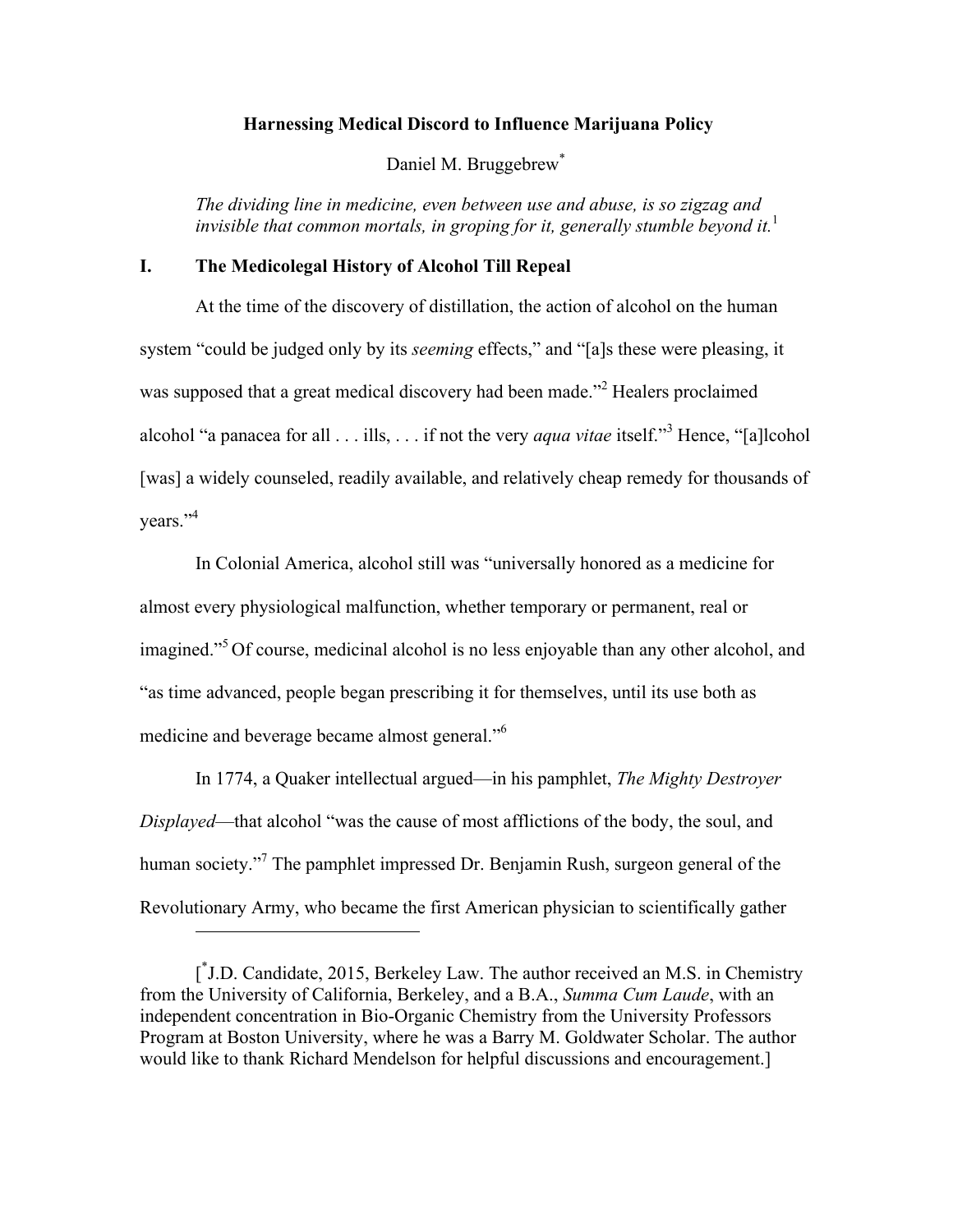**Harnessing Medical Discord to Influence Marijuana Policy**

Daniel M. Bruggebrew[*]

*The dividing line in medicine, even between use and abuse, is so zigzag and invisible that common mortals, in groping for it, generally stumble beyond it.*[1]

## I. The Medicolegal History of Alcohol Till Repeal

At the time of the discovery of distillation, the action of alcohol on the human system "could be judged only by its *seeming* effects," and "[a]s these were pleasing, it was supposed that a great medical discovery had been made."[2] Healers proclaimed alcohol "a panacea for all . . . ills, . . . if not the very *aqua vitae* itself."[3] Hence, "[a]lcohol [was] a widely counseled, readily available, and relatively cheap remedy for thousands of years."[4]

In Colonial America, alcohol still was "universally honored as a medicine for almost every physiological malfunction, whether temporary or permanent, real or imagined."[5] Of course, medicinal alcohol is no less enjoyable than any other alcohol, and "as time advanced, people began prescribing it for themselves, until its use both as medicine and beverage became almost general."[6]

In 1774, a Quaker intellectual argued—in his pamphlet, *The Mighty Destroyer Displayed*—that alcohol "was the cause of most afflictions of the body, the soul, and human society."[7] The pamphlet impressed Dr. Benjamin Rush, surgeon general of the Revolutionary Army, who became the first American physician to scientifically gather

---

[[*]J.D. Candidate, 2015, Berkeley Law. The author received an M.S. in Chemistry from the University of California, Berkeley, and a B.A., *Summa Cum Laude*, with an independent concentration in Bio-Organic Chemistry from the University Professors Program at Boston University, where he was a Barry M. Goldwater Scholar. The author would like to thank Richard Mendelson for helpful discussions and encouragement.]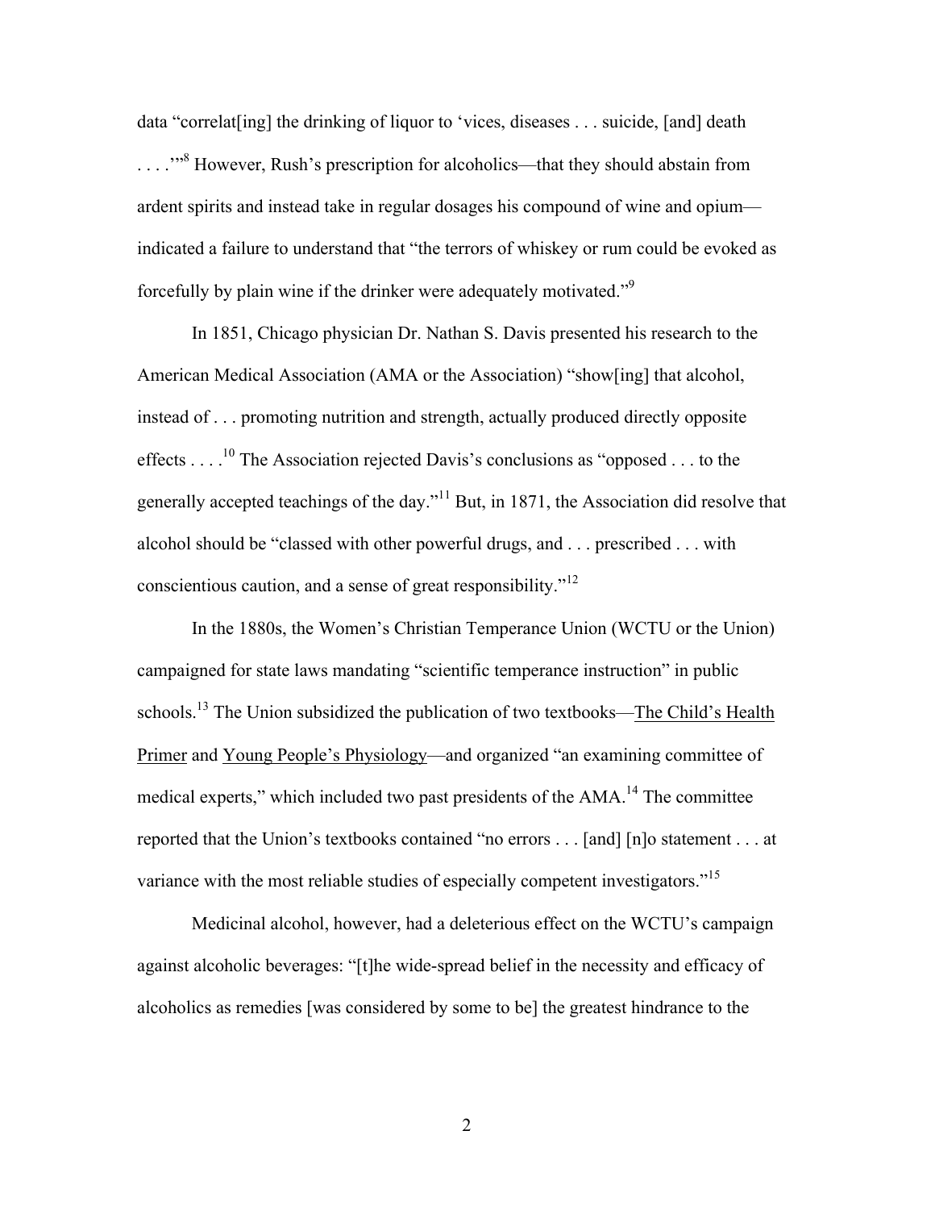data "correlat[ing] the drinking of liquor to 'vices, diseases . . . suicide, [and] death . . . .'"[8] However, Rush's prescription for alcoholics—that they should abstain from ardent spirits and instead take in regular dosages his compound of wine and opium—indicated a failure to understand that "the terrors of whiskey or rum could be evoked as forcefully by plain wine if the drinker were adequately motivated."[9]

In 1851, Chicago physician Dr. Nathan S. Davis presented his research to the American Medical Association (AMA or the Association) "show[ing] that alcohol, instead of . . . promoting nutrition and strength, actually produced directly opposite effects . . . .[10] The Association rejected Davis's conclusions as "opposed . . . to the generally accepted teachings of the day."[11] But, in 1871, the Association did resolve that alcohol should be "classed with other powerful drugs, and . . . prescribed . . . with conscientious caution, and a sense of great responsibility."[12]

In the 1880s, the Women's Christian Temperance Union (WCTU or the Union) campaigned for state laws mandating "scientific temperance instruction" in public schools.[13] The Union subsidized the publication of two textbooks—<u>The Child's Health Primer</u> and <u>Young People's Physiology</u>—and organized "an examining committee of medical experts," which included two past presidents of the AMA.[14] The committee reported that the Union's textbooks contained "no errors . . . [and] [n]o statement . . . at variance with the most reliable studies of especially competent investigators."[15]

Medicinal alcohol, however, had a deleterious effect on the WCTU's campaign against alcoholic beverages: "[t]he wide-spread belief in the necessity and efficacy of alcoholics as remedies [was considered by some to be] the greatest hindrance to the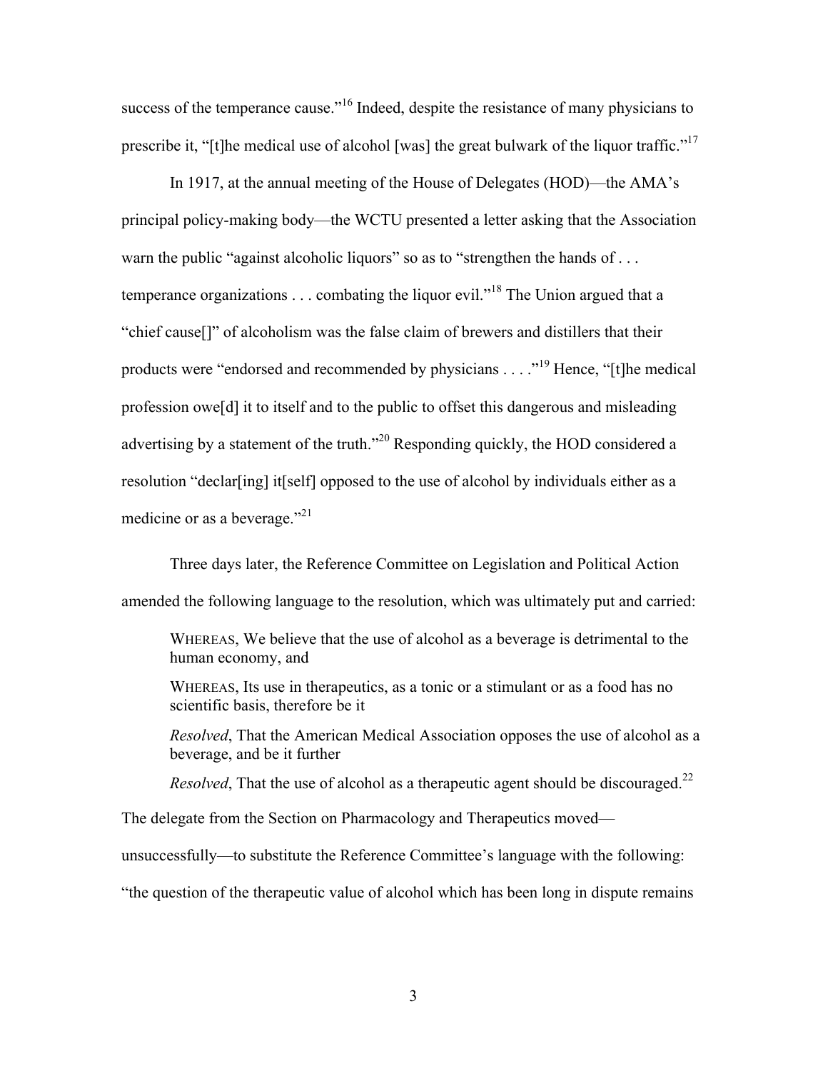success of the temperance cause."[16] Indeed, despite the resistance of many physicians to prescribe it, "[t]he medical use of alcohol [was] the great bulwark of the liquor traffic."[17]

In 1917, at the annual meeting of the House of Delegates (HOD)—the AMA's principal policy-making body—the WCTU presented a letter asking that the Association warn the public "against alcoholic liquors" so as to "strengthen the hands of . . . temperance organizations . . . combating the liquor evil."[18] The Union argued that a "chief cause[]" of alcoholism was the false claim of brewers and distillers that their products were "endorsed and recommended by physicians . . . ."[19] Hence, "[t]he medical profession owe[d] it to itself and to the public to offset this dangerous and misleading advertising by a statement of the truth."[20] Responding quickly, the HOD considered a resolution "declar[ing] it[self] opposed to the use of alcohol by individuals either as a medicine or as a beverage."[21]

Three days later, the Reference Committee on Legislation and Political Action amended the following language to the resolution, which was ultimately put and carried:

> WHEREAS, We believe that the use of alcohol as a beverage is detrimental to the human economy, and
>
> WHEREAS, Its use in therapeutics, as a tonic or a stimulant or as a food has no scientific basis, therefore be it
>
> *Resolved*, That the American Medical Association opposes the use of alcohol as a beverage, and be it further
>
> *Resolved*, That the use of alcohol as a therapeutic agent should be discouraged.[22]

The delegate from the Section on Pharmacology and Therapeutics moved—unsuccessfully—to substitute the Reference Committee's language with the following: "the question of the therapeutic value of alcohol which has been long in dispute remains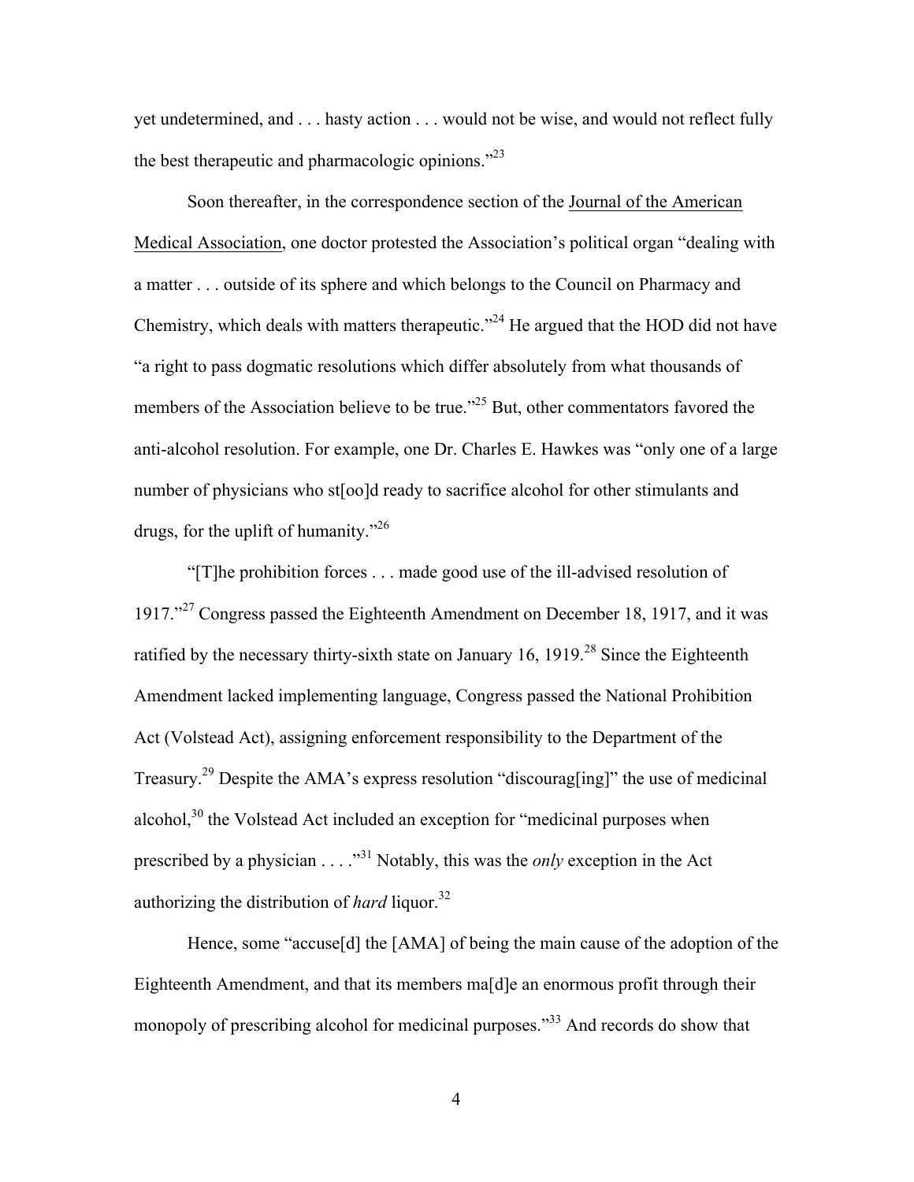yet undetermined, and . . . hasty action . . . would not be wise, and would not reflect fully the best therapeutic and pharmacologic opinions."[23]

Soon thereafter, in the correspondence section of the Journal of the American Medical Association, one doctor protested the Association's political organ "dealing with a matter . . . outside of its sphere and which belongs to the Council on Pharmacy and Chemistry, which deals with matters therapeutic."[24] He argued that the HOD did not have "a right to pass dogmatic resolutions which differ absolutely from what thousands of members of the Association believe to be true."[25] But, other commentators favored the anti-alcohol resolution. For example, one Dr. Charles E. Hawkes was "only one of a large number of physicians who st[oo]d ready to sacrifice alcohol for other stimulants and drugs, for the uplift of humanity."[26]

"[T]he prohibition forces . . . made good use of the ill-advised resolution of 1917."[27] Congress passed the Eighteenth Amendment on December 18, 1917, and it was ratified by the necessary thirty-sixth state on January 16, 1919.[28] Since the Eighteenth Amendment lacked implementing language, Congress passed the National Prohibition Act (Volstead Act), assigning enforcement responsibility to the Department of the Treasury.[29] Despite the AMA's express resolution "discourag[ing]" the use of medicinal alcohol,[30] the Volstead Act included an exception for "medicinal purposes when prescribed by a physician . . . ."[31] Notably, this was the *only* exception in the Act authorizing the distribution of *hard* liquor.[32]

Hence, some "accuse[d] the [AMA] of being the main cause of the adoption of the Eighteenth Amendment, and that its members ma[d]e an enormous profit through their monopoly of prescribing alcohol for medicinal purposes."[33] And records do show that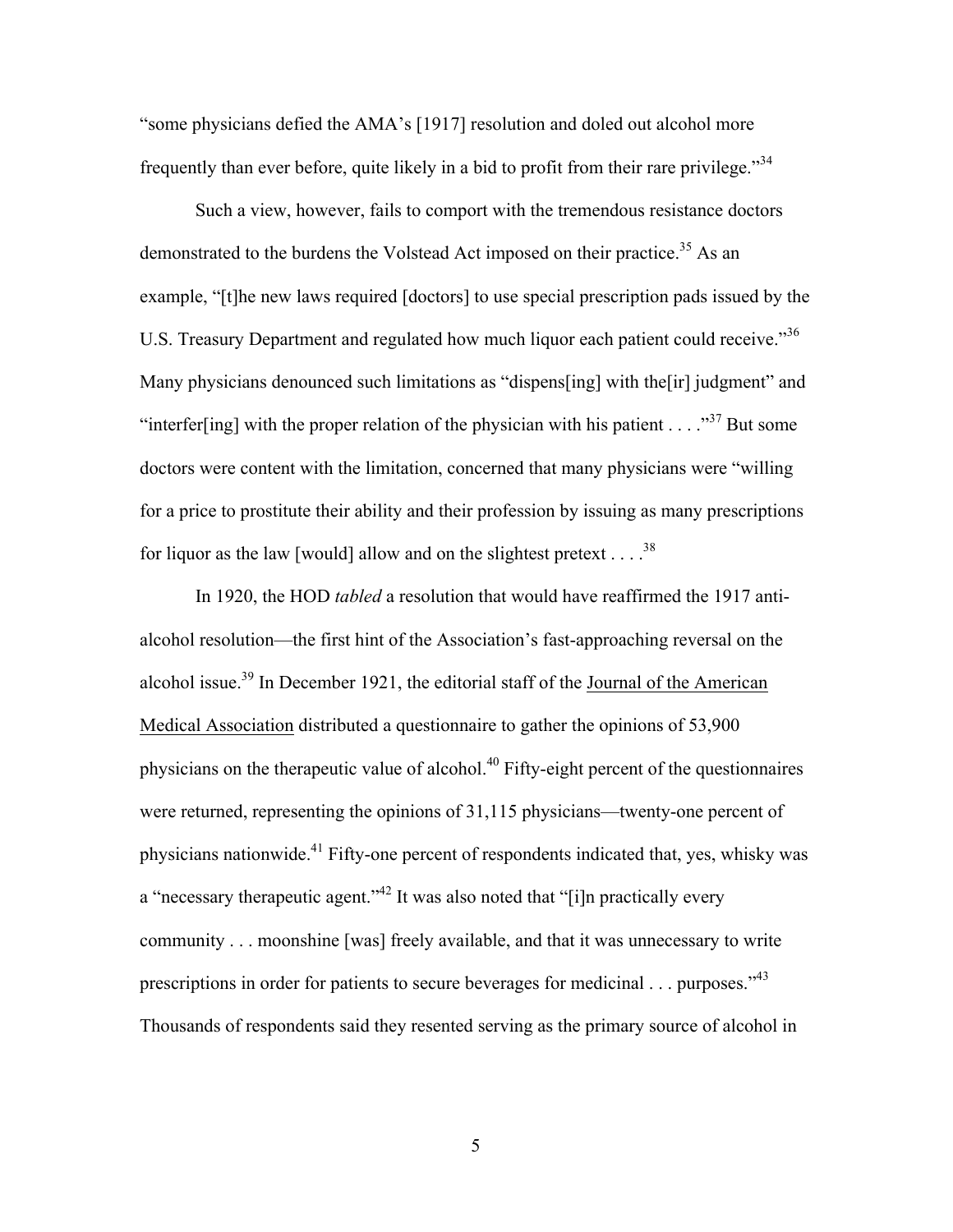"some physicians defied the AMA's [1917] resolution and doled out alcohol more frequently than ever before, quite likely in a bid to profit from their rare privilege."[34]

Such a view, however, fails to comport with the tremendous resistance doctors demonstrated to the burdens the Volstead Act imposed on their practice.[35] As an example, "[t]he new laws required [doctors] to use special prescription pads issued by the U.S. Treasury Department and regulated how much liquor each patient could receive."[36] Many physicians denounced such limitations as "dispens[ing] with the[ir] judgment" and "interfer[ing] with the proper relation of the physician with his patient . . . ."[37] But some doctors were content with the limitation, concerned that many physicians were "willing for a price to prostitute their ability and their profession by issuing as many prescriptions for liquor as the law [would] allow and on the slightest pretext . . . .[38]

In 1920, the HOD *tabled* a resolution that would have reaffirmed the 1917 anti-alcohol resolution—the first hint of the Association's fast-approaching reversal on the alcohol issue.[39] In December 1921, the editorial staff of the <u>Journal of the American Medical Association</u> distributed a questionnaire to gather the opinions of 53,900 physicians on the therapeutic value of alcohol.[40] Fifty-eight percent of the questionnaires were returned, representing the opinions of 31,115 physicians—twenty-one percent of physicians nationwide.[41] Fifty-one percent of respondents indicated that, yes, whisky was a "necessary therapeutic agent."[42] It was also noted that "[i]n practically every community . . . moonshine [was] freely available, and that it was unnecessary to write prescriptions in order for patients to secure beverages for medicinal . . . purposes."[43] Thousands of respondents said they resented serving as the primary source of alcohol in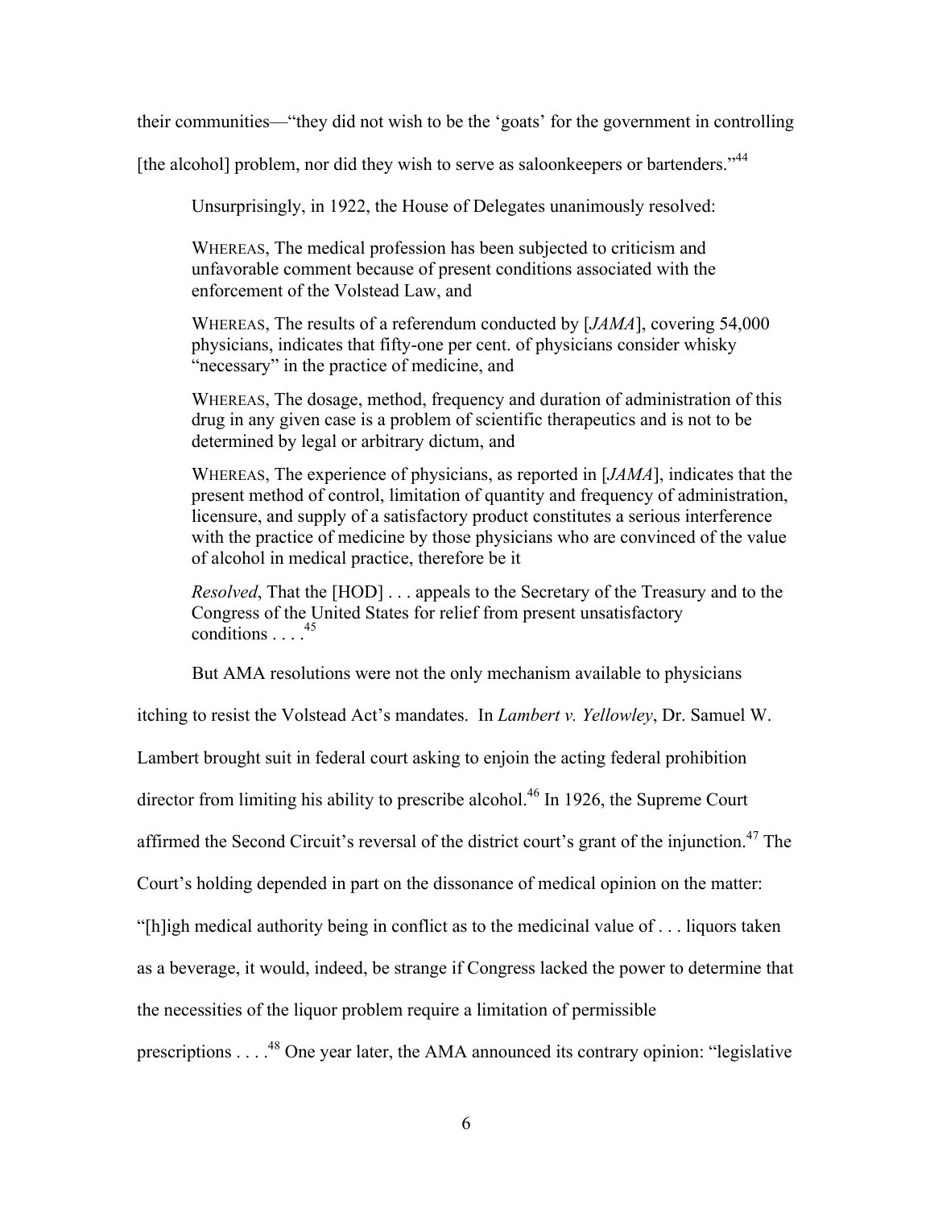their communities—"they did not wish to be the 'goats' for the government in controlling [the alcohol] problem, nor did they wish to serve as saloonkeepers or bartenders."[44]

Unsurprisingly, in 1922, the House of Delegates unanimously resolved:

> WHEREAS, The medical profession has been subjected to criticism and unfavorable comment because of present conditions associated with the enforcement of the Volstead Law, and
>
> WHEREAS, The results of a referendum conducted by [*JAMA*], covering 54,000 physicians, indicates that fifty-one per cent. of physicians consider whisky "necessary" in the practice of medicine, and
>
> WHEREAS, The dosage, method, frequency and duration of administration of this drug in any given case is a problem of scientific therapeutics and is not to be determined by legal or arbitrary dictum, and
>
> WHEREAS, The experience of physicians, as reported in [*JAMA*], indicates that the present method of control, limitation of quantity and frequency of administration, licensure, and supply of a satisfactory product constitutes a serious interference with the practice of medicine by those physicians who are convinced of the value of alcohol in medical practice, therefore be it
>
> *Resolved*, That the [HOD] . . . appeals to the Secretary of the Treasury and to the Congress of the United States for relief from present unsatisfactory conditions . . . .[45]

But AMA resolutions were not the only mechanism available to physicians itching to resist the Volstead Act's mandates. In *Lambert v. Yellowley*, Dr. Samuel W. Lambert brought suit in federal court asking to enjoin the acting federal prohibition director from limiting his ability to prescribe alcohol.[46] In 1926, the Supreme Court affirmed the Second Circuit's reversal of the district court's grant of the injunction.[47] The Court's holding depended in part on the dissonance of medical opinion on the matter: "[h]igh medical authority being in conflict as to the medicinal value of . . . liquors taken as a beverage, it would, indeed, be strange if Congress lacked the power to determine that the necessities of the liquor problem require a limitation of permissible prescriptions . . . .[48] One year later, the AMA announced its contrary opinion: "legislative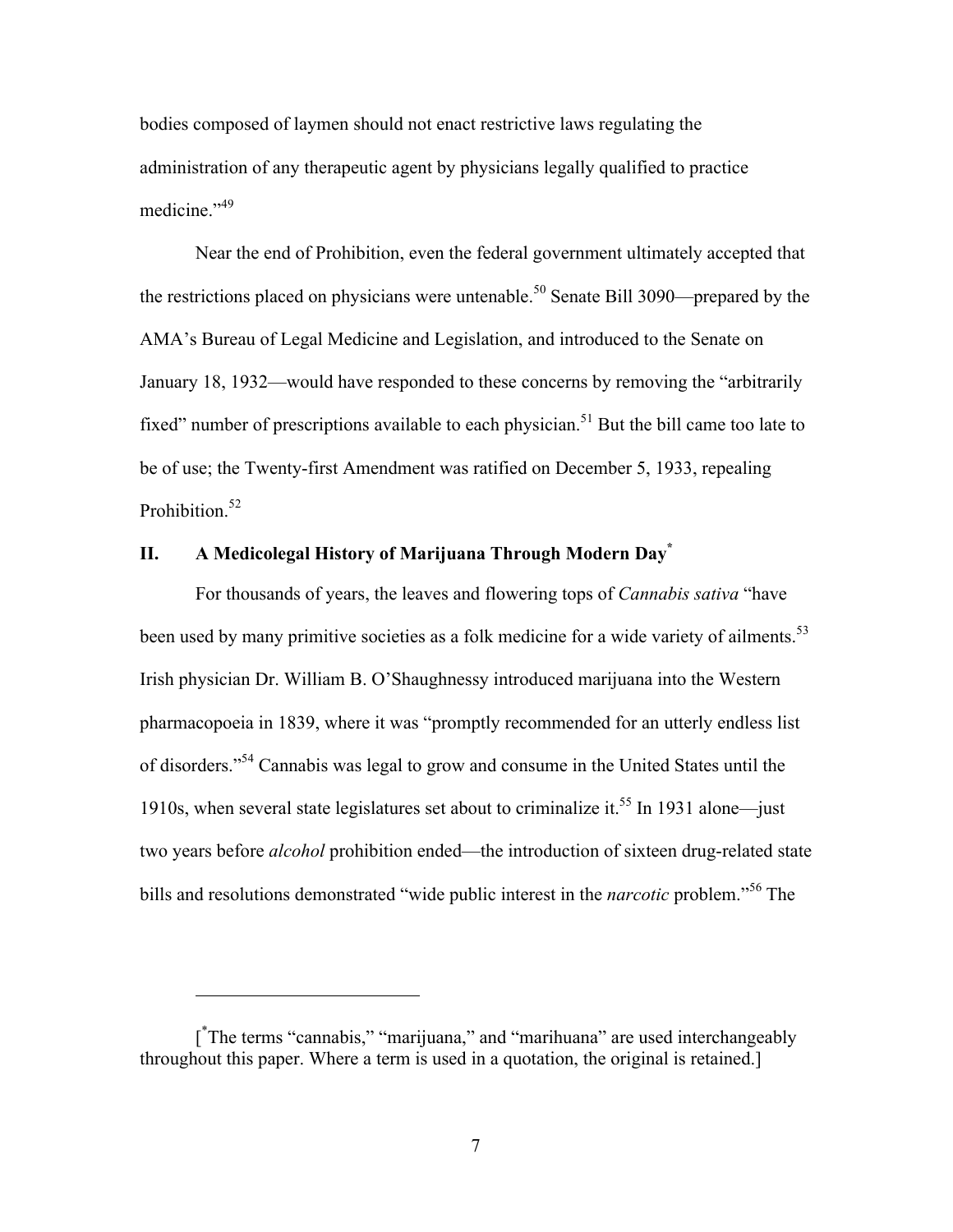bodies composed of laymen should not enact restrictive laws regulating the administration of any therapeutic agent by physicians legally qualified to practice medicine."[49]

Near the end of Prohibition, even the federal government ultimately accepted that the restrictions placed on physicians were untenable.[50] Senate Bill 3090—prepared by the AMA's Bureau of Legal Medicine and Legislation, and introduced to the Senate on January 18, 1932—would have responded to these concerns by removing the "arbitrarily fixed" number of prescriptions available to each physician.[51] But the bill came too late to be of use; the Twenty-first Amendment was ratified on December 5, 1933, repealing Prohibition.[52]

## II. A Medicolegal History of Marijuana Through Modern Day[*]

For thousands of years, the leaves and flowering tops of *Cannabis sativa* "have been used by many primitive societies as a folk medicine for a wide variety of ailments.[53] Irish physician Dr. William B. O'Shaughnessy introduced marijuana into the Western pharmacopoeia in 1839, where it was "promptly recommended for an utterly endless list of disorders."[54] Cannabis was legal to grow and consume in the United States until the 1910s, when several state legislatures set about to criminalize it.[55] In 1931 alone—just two years before *alcohol* prohibition ended—the introduction of sixteen drug-related state bills and resolutions demonstrated "wide public interest in the *narcotic* problem."[56] The

---

[[*]The terms "cannabis," "marijuana," and "marihuana" are used interchangeably throughout this paper. Where a term is used in a quotation, the original is retained.]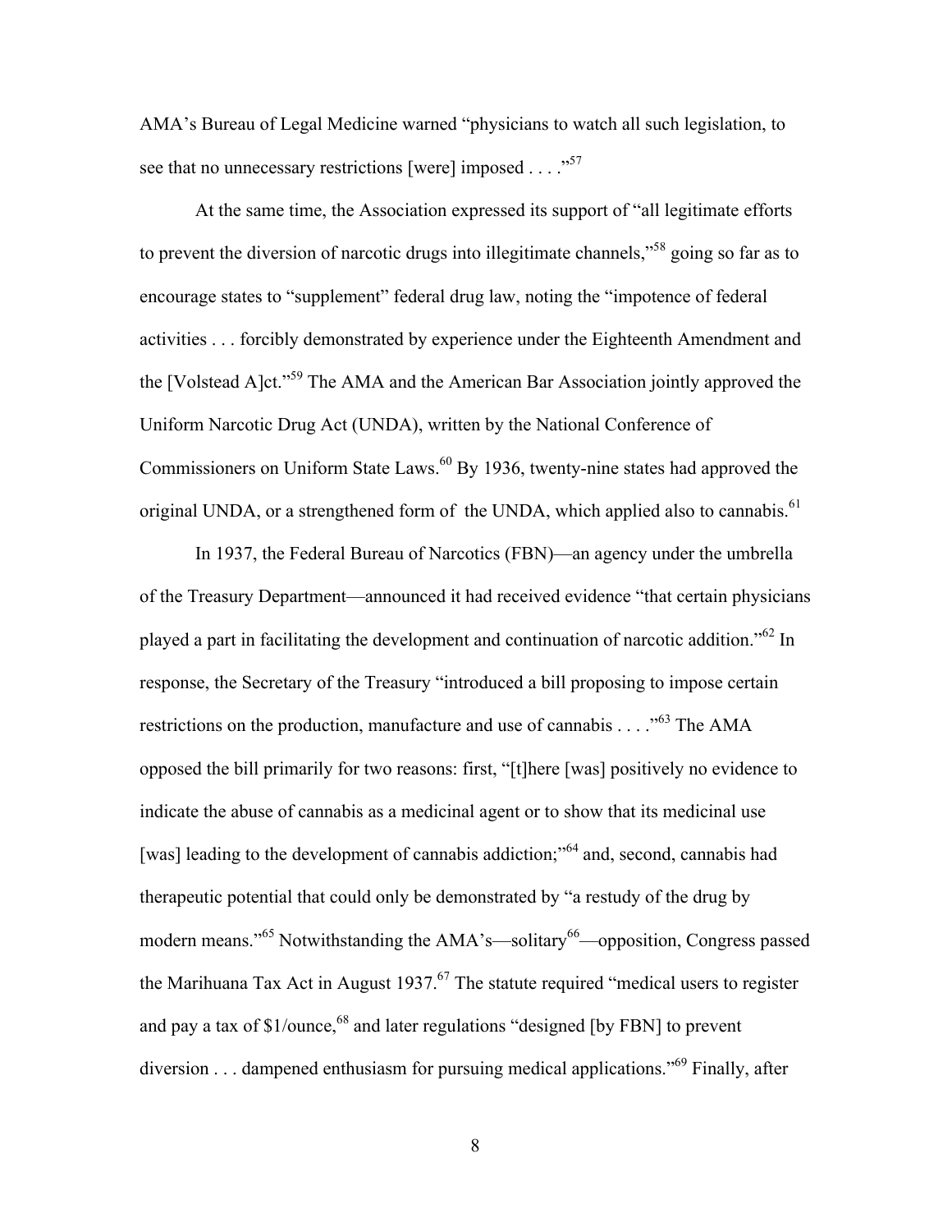AMA's Bureau of Legal Medicine warned "physicians to watch all such legislation, to see that no unnecessary restrictions [were] imposed . . . ."[57]

At the same time, the Association expressed its support of "all legitimate efforts to prevent the diversion of narcotic drugs into illegitimate channels,"[58] going so far as to encourage states to "supplement" federal drug law, noting the "impotence of federal activities . . . forcibly demonstrated by experience under the Eighteenth Amendment and the [Volstead A]ct."[59] The AMA and the American Bar Association jointly approved the Uniform Narcotic Drug Act (UNDA), written by the National Conference of Commissioners on Uniform State Laws.[60] By 1936, twenty-nine states had approved the original UNDA, or a strengthened form of the UNDA, which applied also to cannabis.[61]

In 1937, the Federal Bureau of Narcotics (FBN)—an agency under the umbrella of the Treasury Department—announced it had received evidence "that certain physicians played a part in facilitating the development and continuation of narcotic addition."[62] In response, the Secretary of the Treasury "introduced a bill proposing to impose certain restrictions on the production, manufacture and use of cannabis . . . ."[63] The AMA opposed the bill primarily for two reasons: first, "[t]here [was] positively no evidence to indicate the abuse of cannabis as a medicinal agent or to show that its medicinal use [was] leading to the development of cannabis addiction;"[64] and, second, cannabis had therapeutic potential that could only be demonstrated by "a restudy of the drug by modern means."[65] Notwithstanding the AMA's—solitary[66]—opposition, Congress passed the Marihuana Tax Act in August 1937.[67] The statute required "medical users to register and pay a tax of $1/ounce,[68] and later regulations "designed [by FBN] to prevent diversion . . . dampened enthusiasm for pursuing medical applications."[69] Finally, after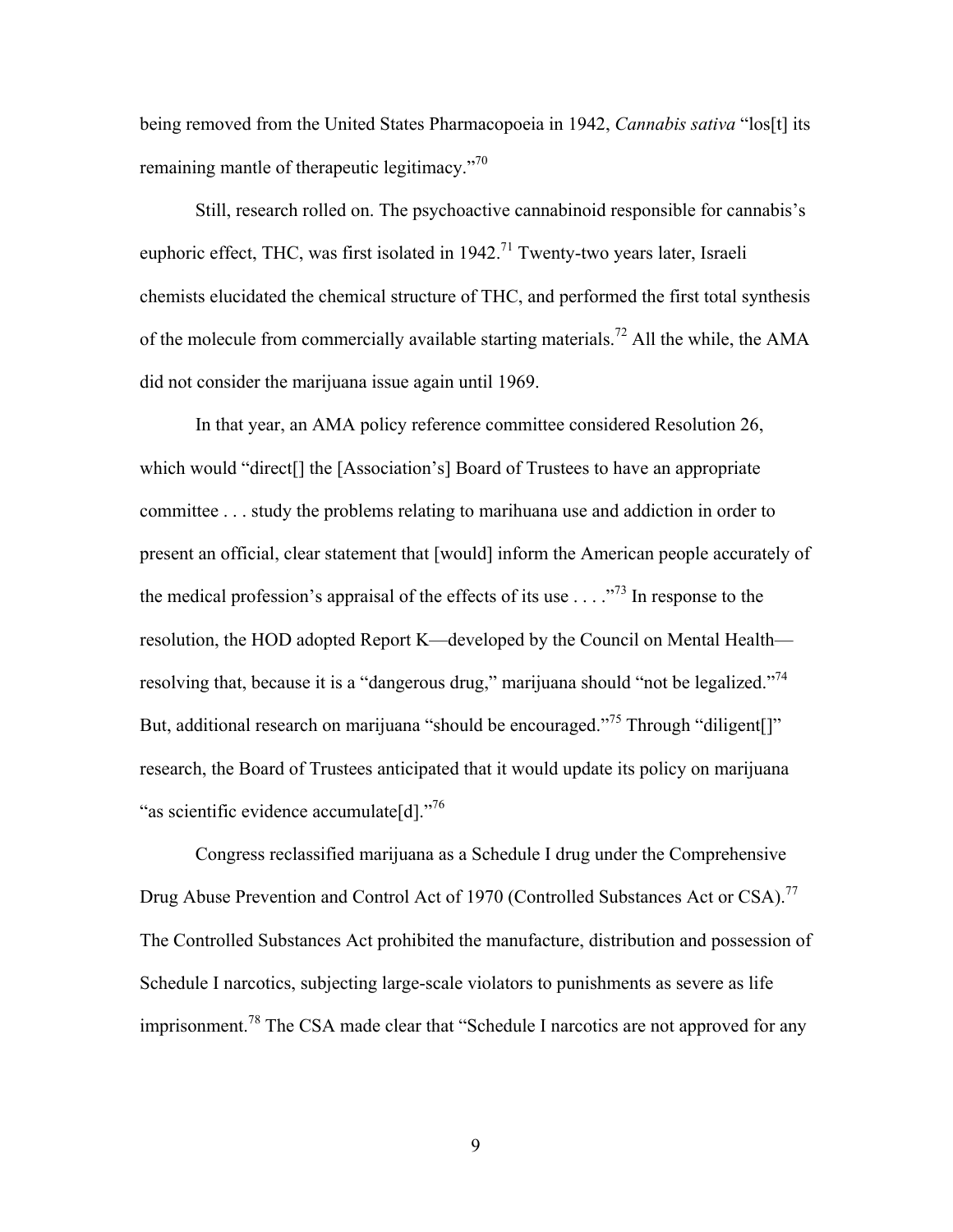being removed from the United States Pharmacopoeia in 1942, *Cannabis sativa* "los[t] its remaining mantle of therapeutic legitimacy."[70]

Still, research rolled on. The psychoactive cannabinoid responsible for cannabis's euphoric effect, THC, was first isolated in 1942.[71] Twenty-two years later, Israeli chemists elucidated the chemical structure of THC, and performed the first total synthesis of the molecule from commercially available starting materials.[72] All the while, the AMA did not consider the marijuana issue again until 1969.

In that year, an AMA policy reference committee considered Resolution 26, which would "direct[] the [Association's] Board of Trustees to have an appropriate committee . . . study the problems relating to marihuana use and addiction in order to present an official, clear statement that [would] inform the American people accurately of the medical profession's appraisal of the effects of its use . . . ."[73] In response to the resolution, the HOD adopted Report K—developed by the Council on Mental Health—resolving that, because it is a "dangerous drug," marijuana should "not be legalized."[74] But, additional research on marijuana "should be encouraged."[75] Through "diligent[]" research, the Board of Trustees anticipated that it would update its policy on marijuana "as scientific evidence accumulate[d]."[76]

Congress reclassified marijuana as a Schedule I drug under the Comprehensive Drug Abuse Prevention and Control Act of 1970 (Controlled Substances Act or CSA).[77] The Controlled Substances Act prohibited the manufacture, distribution and possession of Schedule I narcotics, subjecting large-scale violators to punishments as severe as life imprisonment.[78] The CSA made clear that "Schedule I narcotics are not approved for any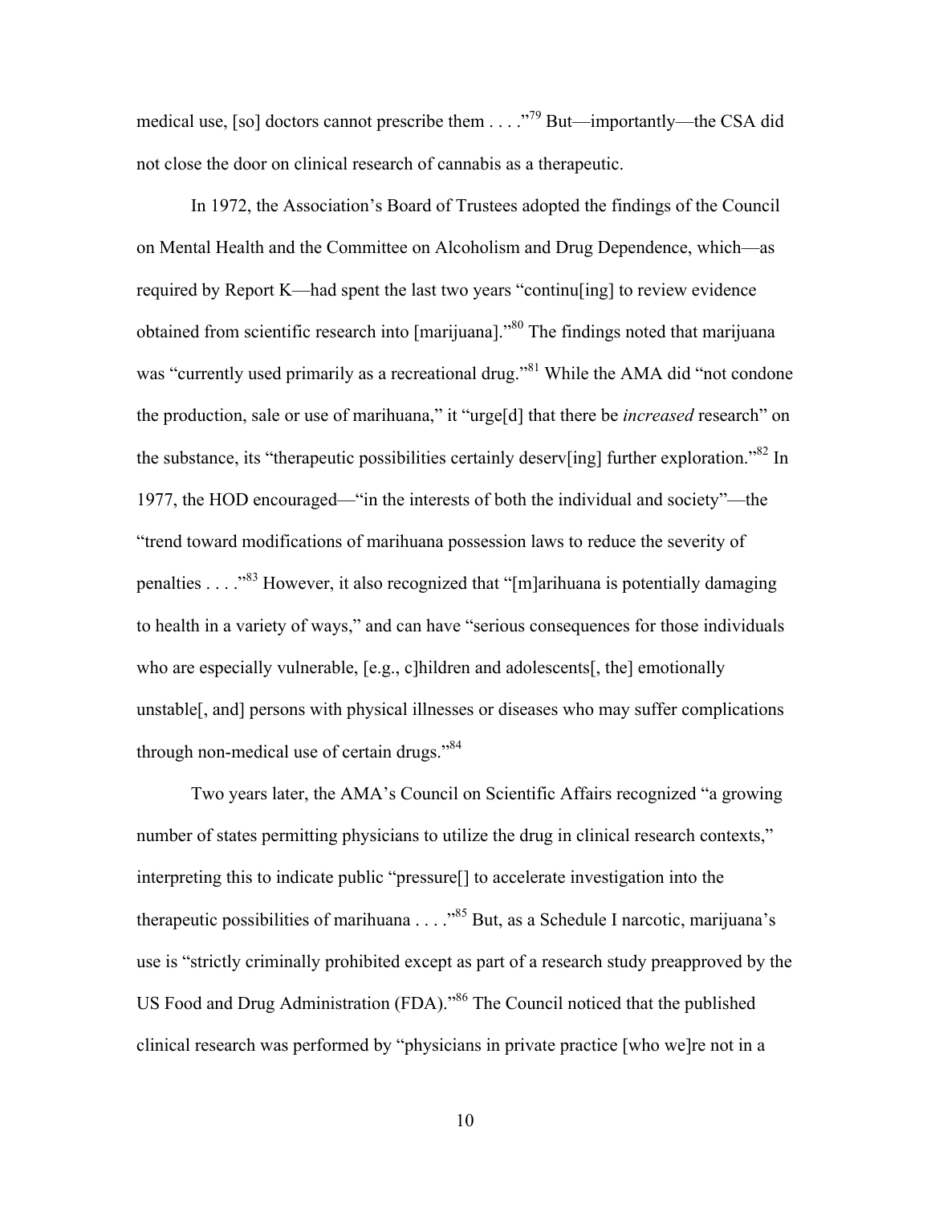medical use, [so] doctors cannot prescribe them . . . ."[79] But—importantly—the CSA did not close the door on clinical research of cannabis as a therapeutic.

In 1972, the Association's Board of Trustees adopted the findings of the Council on Mental Health and the Committee on Alcoholism and Drug Dependence, which—as required by Report K—had spent the last two years "continu[ing] to review evidence obtained from scientific research into [marijuana]."[80] The findings noted that marijuana was "currently used primarily as a recreational drug."[81] While the AMA did "not condone the production, sale or use of marihuana," it "urge[d] that there be *increased* research" on the substance, its "therapeutic possibilities certainly deserv[ing] further exploration."[82] In 1977, the HOD encouraged—"in the interests of both the individual and society"—the "trend toward modifications of marihuana possession laws to reduce the severity of penalties . . . ."[83] However, it also recognized that "[m]arihuana is potentially damaging to health in a variety of ways," and can have "serious consequences for those individuals who are especially vulnerable, [e.g., c]hildren and adolescents[, the] emotionally unstable[, and] persons with physical illnesses or diseases who may suffer complications through non-medical use of certain drugs."[84]

Two years later, the AMA's Council on Scientific Affairs recognized "a growing number of states permitting physicians to utilize the drug in clinical research contexts," interpreting this to indicate public "pressure[] to accelerate investigation into the therapeutic possibilities of marihuana . . . ."[85] But, as a Schedule I narcotic, marijuana's use is "strictly criminally prohibited except as part of a research study preapproved by the US Food and Drug Administration (FDA)."[86] The Council noticed that the published clinical research was performed by "physicians in private practice [who we]re not in a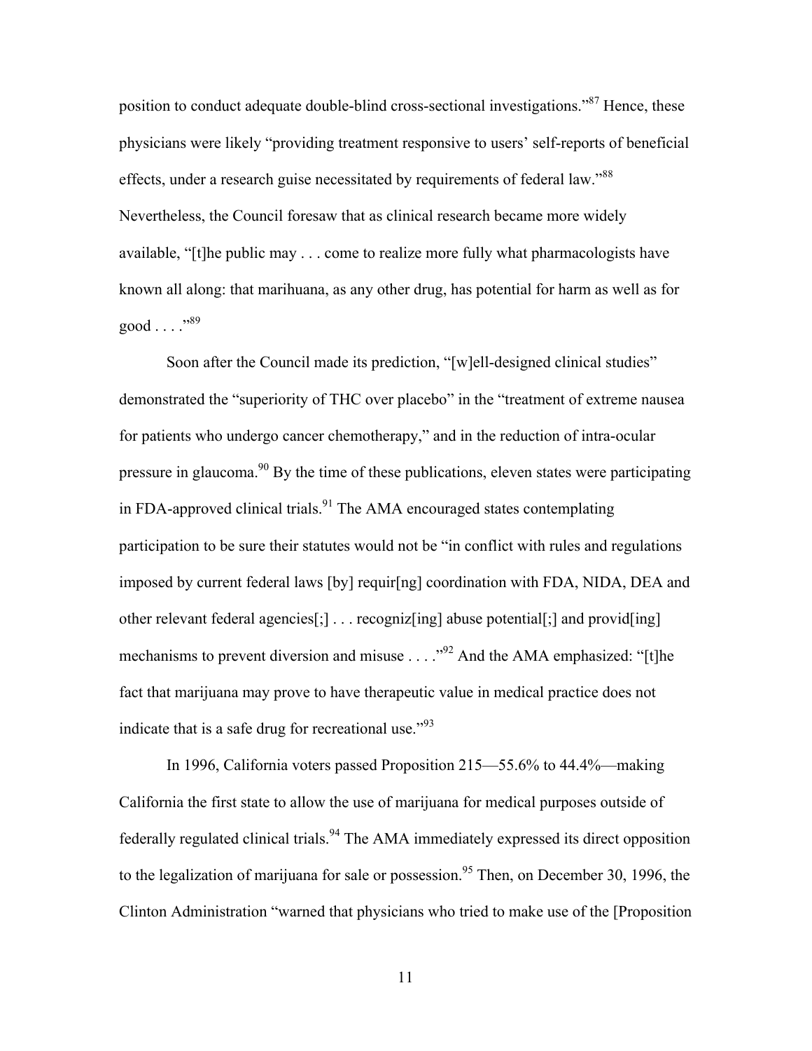position to conduct adequate double-blind cross-sectional investigations."[87] Hence, these physicians were likely "providing treatment responsive to users' self-reports of beneficial effects, under a research guise necessitated by requirements of federal law."[88] Nevertheless, the Council foresaw that as clinical research became more widely available, "[t]he public may . . . come to realize more fully what pharmacologists have known all along: that marihuana, as any other drug, has potential for harm as well as for good . . . ."[89]

Soon after the Council made its prediction, "[w]ell-designed clinical studies" demonstrated the "superiority of THC over placebo" in the "treatment of extreme nausea for patients who undergo cancer chemotherapy," and in the reduction of intra-ocular pressure in glaucoma.[90] By the time of these publications, eleven states were participating in FDA-approved clinical trials.[91] The AMA encouraged states contemplating participation to be sure their statutes would not be "in conflict with rules and regulations imposed by current federal laws [by] requir[ng] coordination with FDA, NIDA, DEA and other relevant federal agencies[;] . . . recogniz[ing] abuse potential[;] and provid[ing] mechanisms to prevent diversion and misuse . . . ."[92] And the AMA emphasized: "[t]he fact that marijuana may prove to have therapeutic value in medical practice does not indicate that is a safe drug for recreational use."[93]

In 1996, California voters passed Proposition 215—55.6% to 44.4%—making California the first state to allow the use of marijuana for medical purposes outside of federally regulated clinical trials.[94] The AMA immediately expressed its direct opposition to the legalization of marijuana for sale or possession.[95] Then, on December 30, 1996, the Clinton Administration "warned that physicians who tried to make use of the [Proposition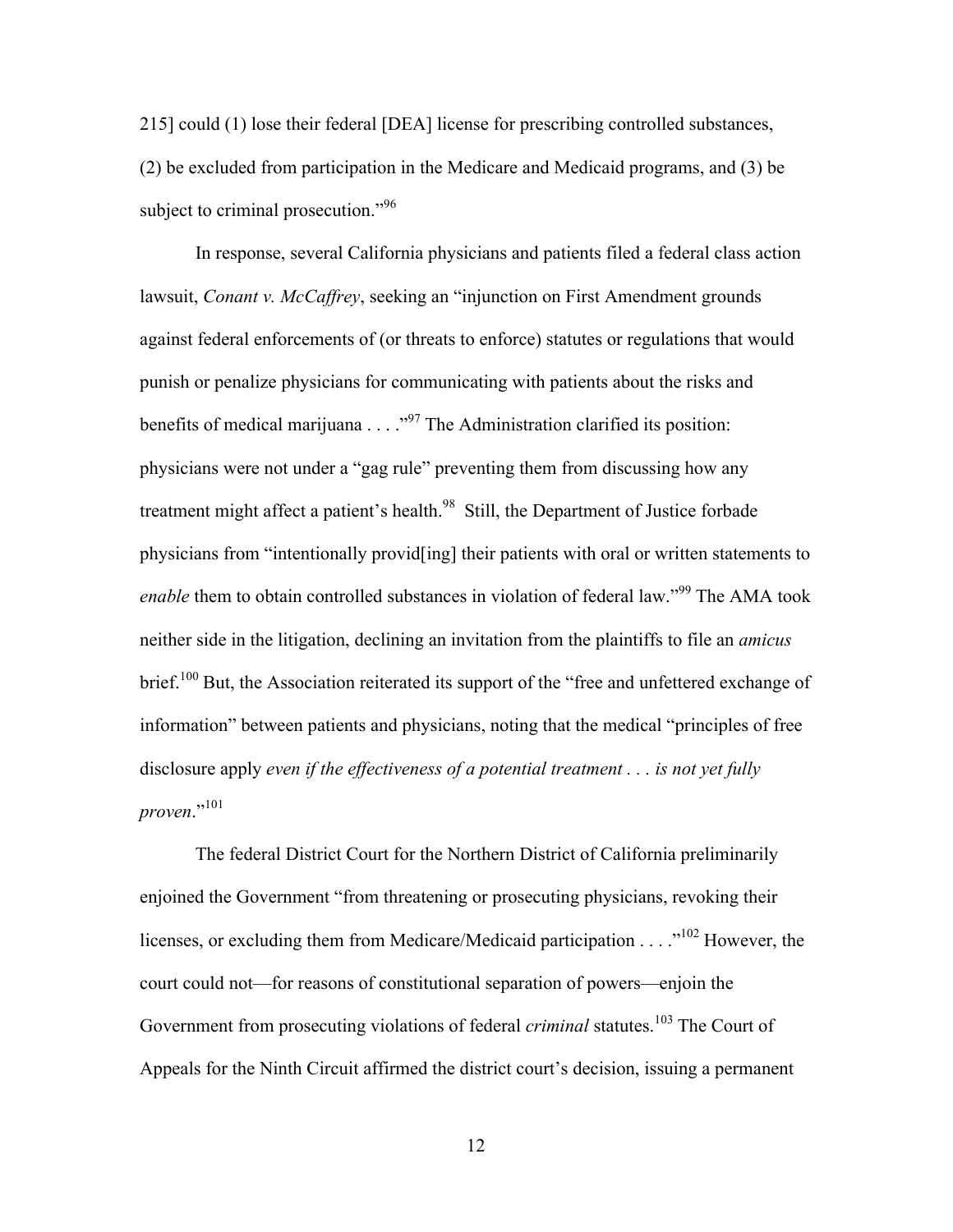215] could (1) lose their federal [DEA] license for prescribing controlled substances, (2) be excluded from participation in the Medicare and Medicaid programs, and (3) be subject to criminal prosecution."[96]

In response, several California physicians and patients filed a federal class action lawsuit, *Conant v. McCaffrey*, seeking an "injunction on First Amendment grounds against federal enforcements of (or threats to enforce) statutes or regulations that would punish or penalize physicians for communicating with patients about the risks and benefits of medical marijuana . . . ."[97] The Administration clarified its position: physicians were not under a "gag rule" preventing them from discussing how any treatment might affect a patient's health.[98] Still, the Department of Justice forbade physicians from "intentionally provid[ing] their patients with oral or written statements to *enable* them to obtain controlled substances in violation of federal law."[99] The AMA took neither side in the litigation, declining an invitation from the plaintiffs to file an *amicus* brief.[100] But, the Association reiterated its support of the "free and unfettered exchange of information" between patients and physicians, noting that the medical "principles of free disclosure apply *even if the effectiveness of a potential treatment . . . is not yet fully proven*."[101]

The federal District Court for the Northern District of California preliminarily enjoined the Government "from threatening or prosecuting physicians, revoking their licenses, or excluding them from Medicare/Medicaid participation . . . ."[102] However, the court could not—for reasons of constitutional separation of powers—enjoin the Government from prosecuting violations of federal *criminal* statutes.[103] The Court of Appeals for the Ninth Circuit affirmed the district court's decision, issuing a permanent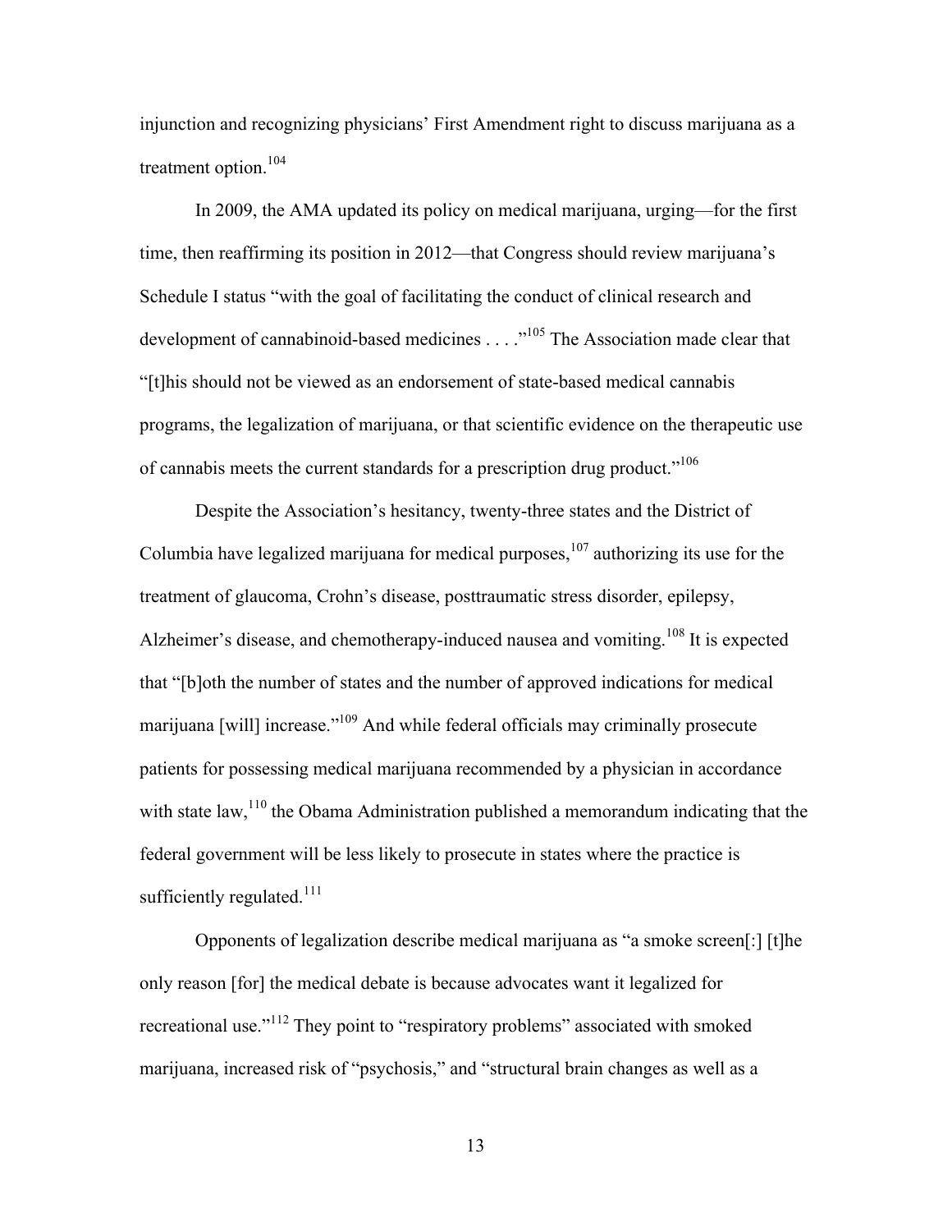injunction and recognizing physicians' First Amendment right to discuss marijuana as a treatment option.[104]

In 2009, the AMA updated its policy on medical marijuana, urging—for the first time, then reaffirming its position in 2012—that Congress should review marijuana's Schedule I status "with the goal of facilitating the conduct of clinical research and development of cannabinoid-based medicines . . . ."[105] The Association made clear that "[t]his should not be viewed as an endorsement of state-based medical cannabis programs, the legalization of marijuana, or that scientific evidence on the therapeutic use of cannabis meets the current standards for a prescription drug product."[106]

Despite the Association's hesitancy, twenty-three states and the District of Columbia have legalized marijuana for medical purposes,[107] authorizing its use for the treatment of glaucoma, Crohn's disease, posttraumatic stress disorder, epilepsy, Alzheimer's disease, and chemotherapy-induced nausea and vomiting.[108] It is expected that "[b]oth the number of states and the number of approved indications for medical marijuana [will] increase."[109] And while federal officials may criminally prosecute patients for possessing medical marijuana recommended by a physician in accordance with state law,[110] the Obama Administration published a memorandum indicating that the federal government will be less likely to prosecute in states where the practice is sufficiently regulated.[111]

Opponents of legalization describe medical marijuana as "a smoke screen[:] [t]he only reason [for] the medical debate is because advocates want it legalized for recreational use."[112] They point to "respiratory problems" associated with smoked marijuana, increased risk of "psychosis," and "structural brain changes as well as a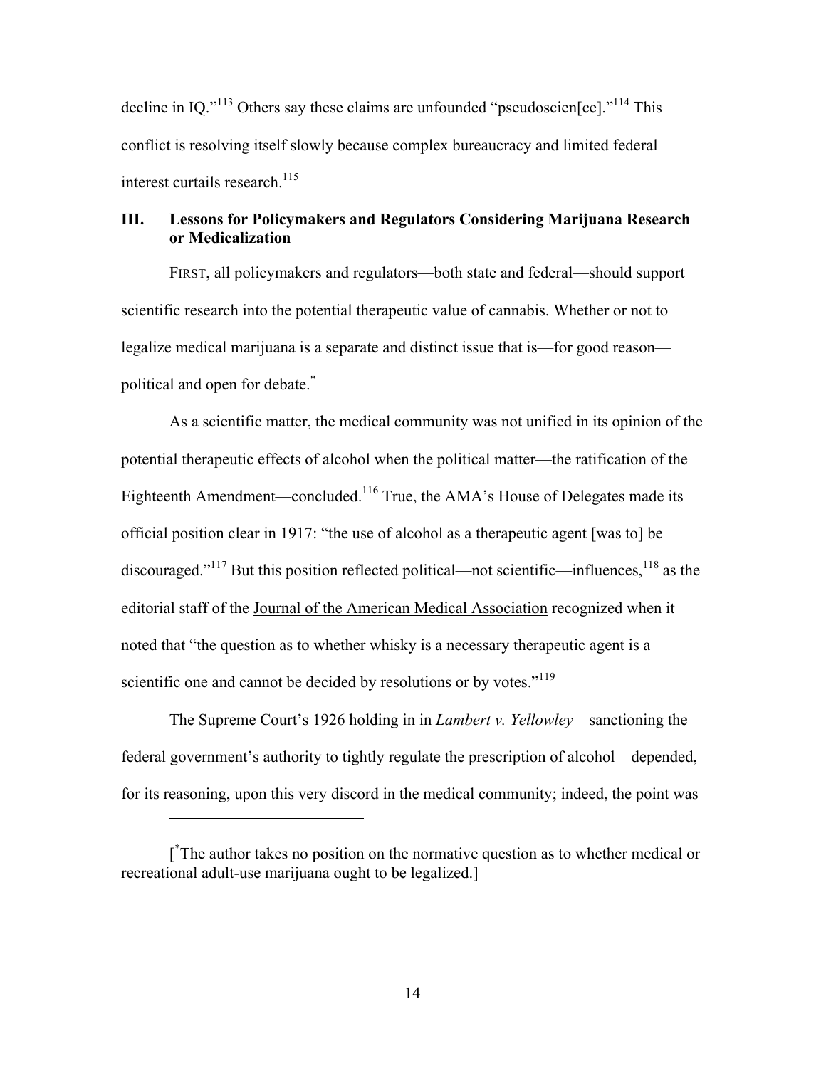decline in IQ."[113] Others say these claims are unfounded "pseudoscien[ce]."[114] This conflict is resolving itself slowly because complex bureaucracy and limited federal interest curtails research.[115]

## III. Lessons for Policymakers and Regulators Considering Marijuana Research or Medicalization

FIRST, all policymakers and regulators—both state and federal—should support scientific research into the potential therapeutic value of cannabis. Whether or not to legalize medical marijuana is a separate and distinct issue that is—for good reason—political and open for debate.[*]

As a scientific matter, the medical community was not unified in its opinion of the potential therapeutic effects of alcohol when the political matter—the ratification of the Eighteenth Amendment—concluded.[116] True, the AMA's House of Delegates made its official position clear in 1917: "the use of alcohol as a therapeutic agent [was to] be discouraged."[117] But this position reflected political—not scientific—influences,[118] as the editorial staff of the Journal of the American Medical Association recognized when it noted that "the question as to whether whisky is a necessary therapeutic agent is a scientific one and cannot be decided by resolutions or by votes."[119]

The Supreme Court's 1926 holding in in *Lambert v. Yellowley*—sanctioning the federal government's authority to tightly regulate the prescription of alcohol—depended, for its reasoning, upon this very discord in the medical community; indeed, the point was

---

[[*]The author takes no position on the normative question as to whether medical or recreational adult-use marijuana ought to be legalized.]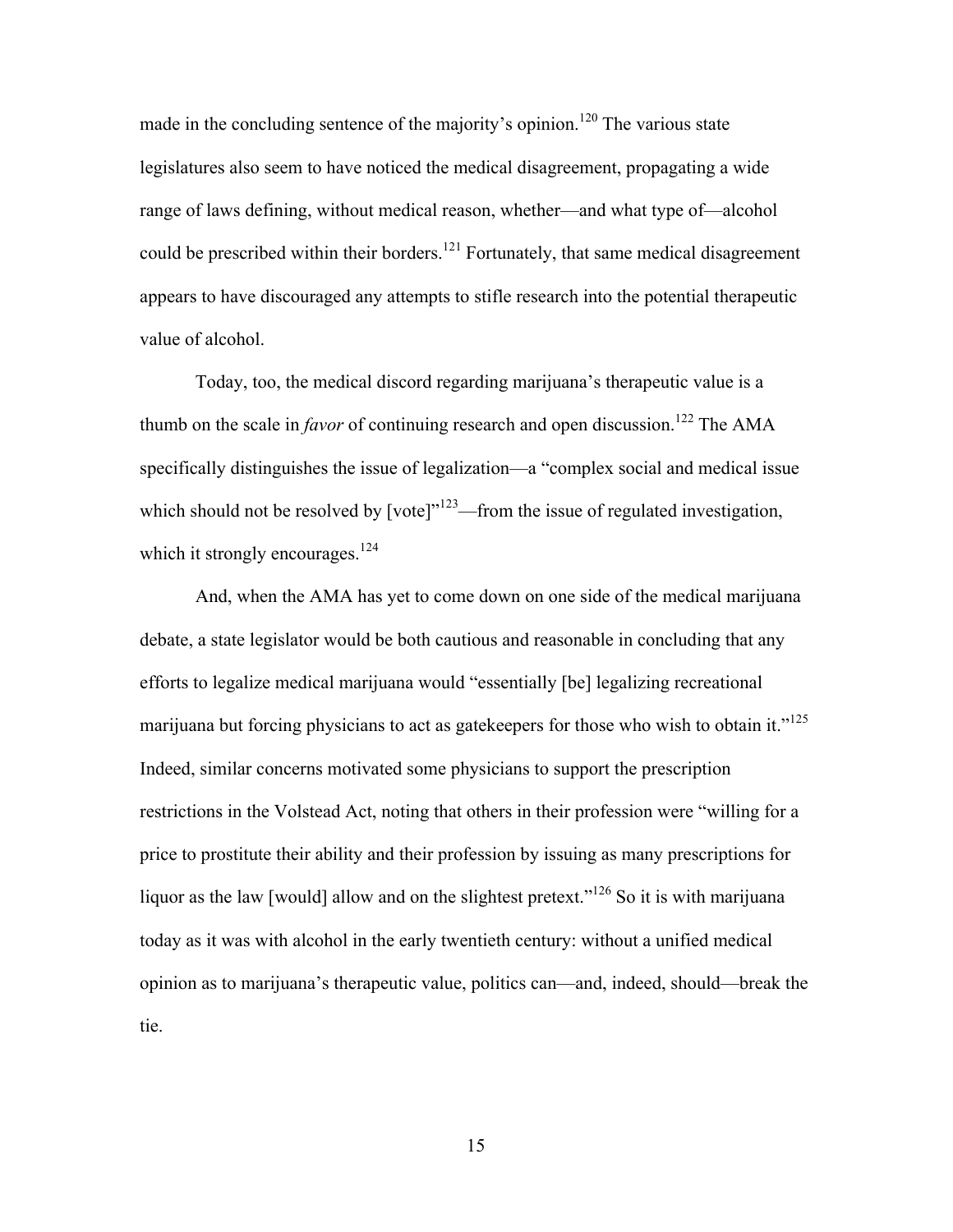made in the concluding sentence of the majority's opinion.[120] The various state legislatures also seem to have noticed the medical disagreement, propagating a wide range of laws defining, without medical reason, whether—and what type of—alcohol could be prescribed within their borders.[121] Fortunately, that same medical disagreement appears to have discouraged any attempts to stifle research into the potential therapeutic value of alcohol.

Today, too, the medical discord regarding marijuana's therapeutic value is a thumb on the scale in *favor* of continuing research and open discussion.[122] The AMA specifically distinguishes the issue of legalization—a "complex social and medical issue which should not be resolved by [vote]"[123]—from the issue of regulated investigation, which it strongly encourages.[124]

And, when the AMA has yet to come down on one side of the medical marijuana debate, a state legislator would be both cautious and reasonable in concluding that any efforts to legalize medical marijuana would "essentially [be] legalizing recreational marijuana but forcing physicians to act as gatekeepers for those who wish to obtain it."[125] Indeed, similar concerns motivated some physicians to support the prescription restrictions in the Volstead Act, noting that others in their profession were "willing for a price to prostitute their ability and their profession by issuing as many prescriptions for liquor as the law [would] allow and on the slightest pretext."[126] So it is with marijuana today as it was with alcohol in the early twentieth century: without a unified medical opinion as to marijuana's therapeutic value, politics can—and, indeed, should—break the tie.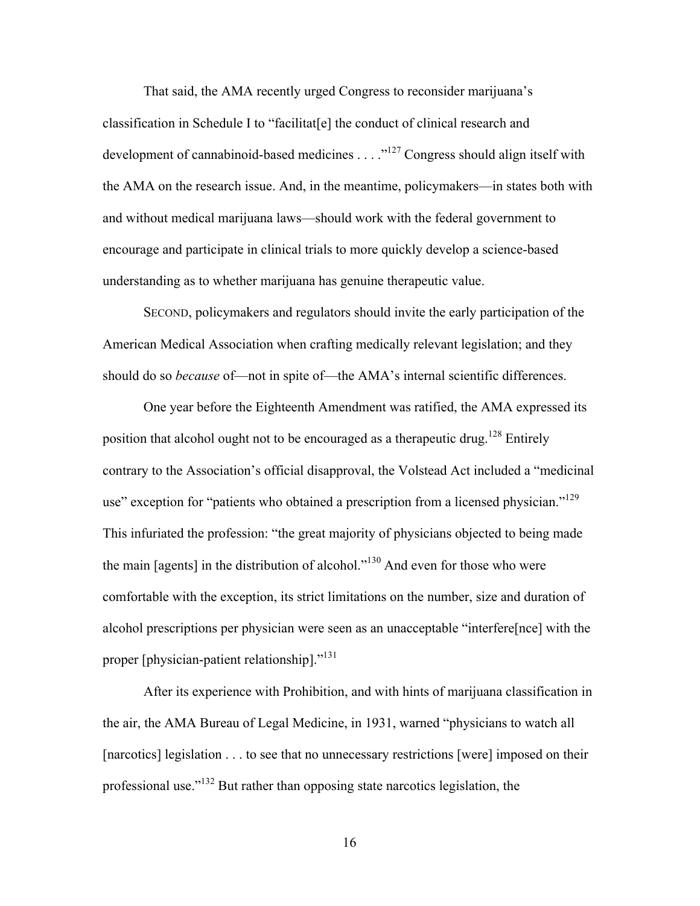That said, the AMA recently urged Congress to reconsider marijuana's classification in Schedule I to "facilitat[e] the conduct of clinical research and development of cannabinoid-based medicines . . . ."[127] Congress should align itself with the AMA on the research issue. And, in the meantime, policymakers—in states both with and without medical marijuana laws—should work with the federal government to encourage and participate in clinical trials to more quickly develop a science-based understanding as to whether marijuana has genuine therapeutic value.

SECOND, policymakers and regulators should invite the early participation of the American Medical Association when crafting medically relevant legislation; and they should do so *because* of—not in spite of—the AMA's internal scientific differences.

One year before the Eighteenth Amendment was ratified, the AMA expressed its position that alcohol ought not to be encouraged as a therapeutic drug.[128] Entirely contrary to the Association's official disapproval, the Volstead Act included a "medicinal use" exception for "patients who obtained a prescription from a licensed physician."[129] This infuriated the profession: "the great majority of physicians objected to being made the main [agents] in the distribution of alcohol."[130] And even for those who were comfortable with the exception, its strict limitations on the number, size and duration of alcohol prescriptions per physician were seen as an unacceptable "interfere[nce] with the proper [physician-patient relationship]."[131]

After its experience with Prohibition, and with hints of marijuana classification in the air, the AMA Bureau of Legal Medicine, in 1931, warned "physicians to watch all [narcotics] legislation . . . to see that no unnecessary restrictions [were] imposed on their professional use."[132] But rather than opposing state narcotics legislation, the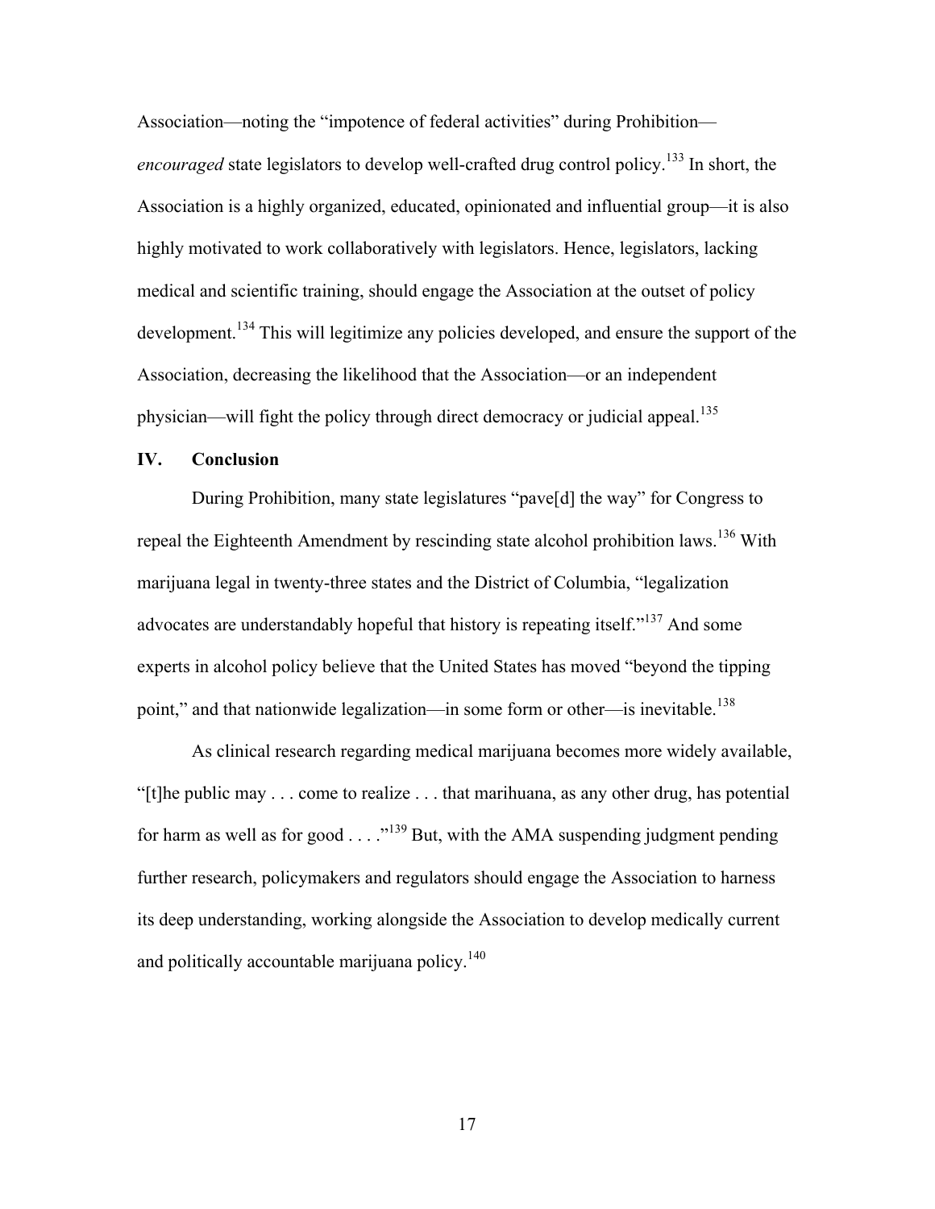Association—noting the "impotence of federal activities" during Prohibition—*encouraged* state legislators to develop well-crafted drug control policy.[133] In short, the Association is a highly organized, educated, opinionated and influential group—it is also highly motivated to work collaboratively with legislators. Hence, legislators, lacking medical and scientific training, should engage the Association at the outset of policy development.[134] This will legitimize any policies developed, and ensure the support of the Association, decreasing the likelihood that the Association—or an independent physician—will fight the policy through direct democracy or judicial appeal.[135]

## IV. Conclusion

During Prohibition, many state legislatures "pave[d] the way" for Congress to repeal the Eighteenth Amendment by rescinding state alcohol prohibition laws.[136] With marijuana legal in twenty-three states and the District of Columbia, "legalization advocates are understandably hopeful that history is repeating itself."[137] And some experts in alcohol policy believe that the United States has moved "beyond the tipping point," and that nationwide legalization—in some form or other—is inevitable.[138]

As clinical research regarding medical marijuana becomes more widely available, "[t]he public may . . . come to realize . . . that marihuana, as any other drug, has potential for harm as well as for good . . . ."[139] But, with the AMA suspending judgment pending further research, policymakers and regulators should engage the Association to harness its deep understanding, working alongside the Association to develop medically current and politically accountable marijuana policy.[140]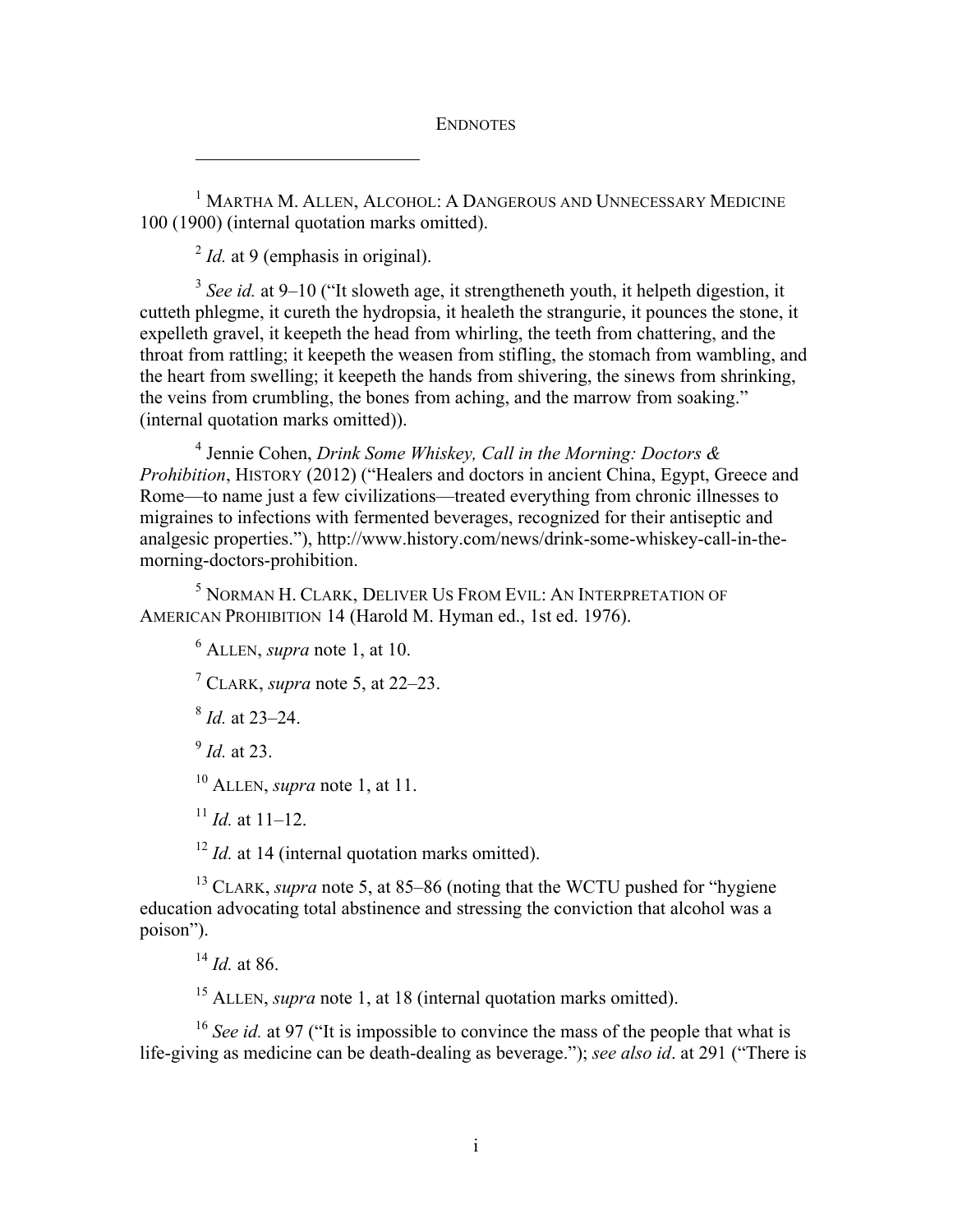# ENDNOTES

[1] MARTHA M. ALLEN, ALCOHOL: A DANGEROUS AND UNNECESSARY MEDICINE 100 (1900) (internal quotation marks omitted).

[2] *Id.* at 9 (emphasis in original).

[3] *See id.* at 9–10 ("It sloweth age, it strengtheneth youth, it helpeth digestion, it cutteth phlegme, it cureth the hydropsia, it healeth the strangurie, it pounces the stone, it expelleth gravel, it keepeth the head from whirling, the teeth from chattering, and the throat from rattling; it keepeth the weasen from stifling, the stomach from wambling, and the heart from swelling; it keepeth the hands from shivering, the sinews from shrinking, the veins from crumbling, the bones from aching, and the marrow from soaking." (internal quotation marks omitted)).

[4] Jennie Cohen, *Drink Some Whiskey, Call in the Morning: Doctors & Prohibition*, HISTORY (2012) ("Healers and doctors in ancient China, Egypt, Greece and Rome—to name just a few civilizations—treated everything from chronic illnesses to migraines to infections with fermented beverages, recognized for their antiseptic and analgesic properties."), http://www.history.com/news/drink-some-whiskey-call-in-the-morning-doctors-prohibition.

[5] NORMAN H. CLARK, DELIVER US FROM EVIL: AN INTERPRETATION OF AMERICAN PROHIBITION 14 (Harold M. Hyman ed., 1st ed. 1976).

[6] ALLEN, *supra* note 1, at 10.

[7] CLARK, *supra* note 5, at 22–23.

[8] *Id.* at 23–24.

[9] *Id.* at 23.

[10] ALLEN, *supra* note 1, at 11.

[11] *Id.* at 11–12.

[12] *Id.* at 14 (internal quotation marks omitted).

[13] CLARK, *supra* note 5, at 85–86 (noting that the WCTU pushed for "hygiene education advocating total abstinence and stressing the conviction that alcohol was a poison").

[14] *Id.* at 86.

[15] ALLEN, *supra* note 1, at 18 (internal quotation marks omitted).

[16] *See id.* at 97 ("It is impossible to convince the mass of the people that what is life-giving as medicine can be death-dealing as beverage."); *see also id*. at 291 ("There is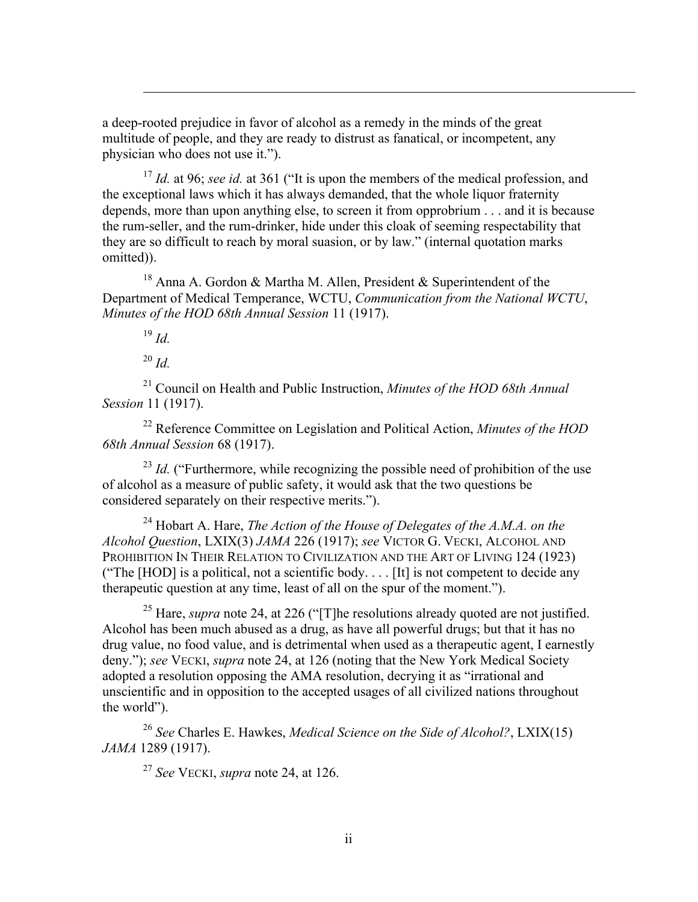a deep-rooted prejudice in favor of alcohol as a remedy in the minds of the great multitude of people, and they are ready to distrust as fanatical, or incompetent, any physician who does not use it.").

[17] *Id.* at 96; *see id.* at 361 ("It is upon the members of the medical profession, and the exceptional laws which it has always demanded, that the whole liquor fraternity depends, more than upon anything else, to screen it from opprobrium . . . and it is because the rum-seller, and the rum-drinker, hide under this cloak of seeming respectability that they are so difficult to reach by moral suasion, or by law." (internal quotation marks omitted)).

[18] Anna A. Gordon & Martha M. Allen, President & Superintendent of the Department of Medical Temperance, WCTU, *Communication from the National WCTU*, *Minutes of the HOD 68th Annual Session* 11 (1917).

[19] *Id.*

[20] *Id.*

[21] Council on Health and Public Instruction, *Minutes of the HOD 68th Annual Session* 11 (1917).

[22] Reference Committee on Legislation and Political Action, *Minutes of the HOD 68th Annual Session* 68 (1917).

[23] *Id.* ("Furthermore, while recognizing the possible need of prohibition of the use of alcohol as a measure of public safety, it would ask that the two questions be considered separately on their respective merits.").

[24] Hobart A. Hare, *The Action of the House of Delegates of the A.M.A. on the Alcohol Question*, LXIX(3) *JAMA* 226 (1917); *see* VICTOR G. VECKI, ALCOHOL AND PROHIBITION IN THEIR RELATION TO CIVILIZATION AND THE ART OF LIVING 124 (1923) ("The [HOD] is a political, not a scientific body. . . . [It] is not competent to decide any therapeutic question at any time, least of all on the spur of the moment.").

[25] Hare, *supra* note 24, at 226 ("[T]he resolutions already quoted are not justified. Alcohol has been much abused as a drug, as have all powerful drugs; but that it has no drug value, no food value, and is detrimental when used as a therapeutic agent, I earnestly deny."); *see* VECKI, *supra* note 24, at 126 (noting that the New York Medical Society adopted a resolution opposing the AMA resolution, decrying it as "irrational and unscientific and in opposition to the accepted usages of all civilized nations throughout the world").

[26] *See* Charles E. Hawkes, *Medical Science on the Side of Alcohol?*, LXIX(15) *JAMA* 1289 (1917).

[27] *See* VECKI, *supra* note 24, at 126.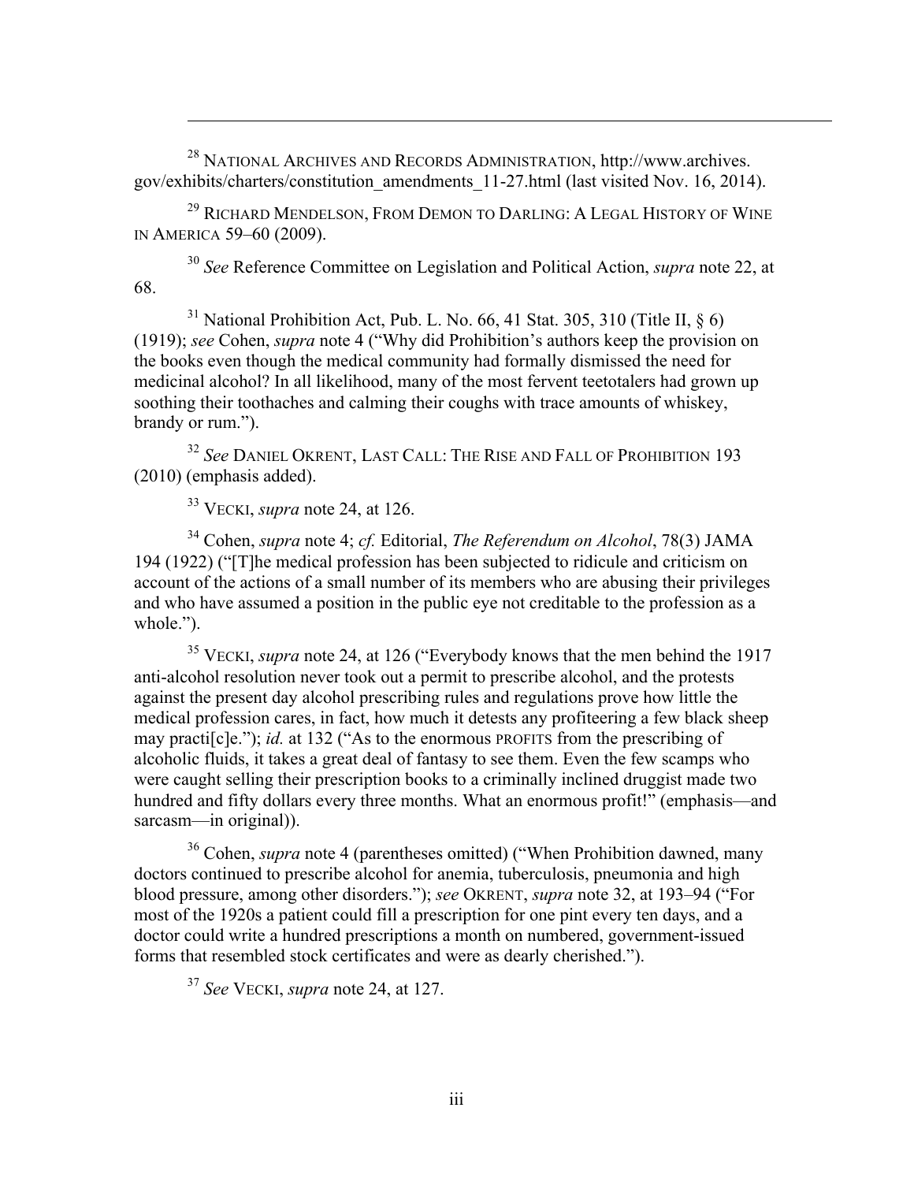[28] NATIONAL ARCHIVES AND RECORDS ADMINISTRATION, http://www.archives.gov/exhibits/charters/constitution_amendments_11-27.html (last visited Nov. 16, 2014).

[29] RICHARD MENDELSON, FROM DEMON TO DARLING: A LEGAL HISTORY OF WINE IN AMERICA 59–60 (2009).

[30] *See* Reference Committee on Legislation and Political Action, *supra* note 22, at 68.

[31] National Prohibition Act, Pub. L. No. 66, 41 Stat. 305, 310 (Title II, § 6) (1919); *see* Cohen, *supra* note 4 ("Why did Prohibition's authors keep the provision on the books even though the medical community had formally dismissed the need for medicinal alcohol? In all likelihood, many of the most fervent teetotalers had grown up soothing their toothaches and calming their coughs with trace amounts of whiskey, brandy or rum.").

[32] *See* DANIEL OKRENT, LAST CALL: THE RISE AND FALL OF PROHIBITION 193 (2010) (emphasis added).

[33] VECKI, *supra* note 24, at 126.

[34] Cohen, *supra* note 4; *cf.* Editorial, *The Referendum on Alcohol*, 78(3) JAMA 194 (1922) ("[T]he medical profession has been subjected to ridicule and criticism on account of the actions of a small number of its members who are abusing their privileges and who have assumed a position in the public eye not creditable to the profession as a whole.").

[35] VECKI, *supra* note 24, at 126 ("Everybody knows that the men behind the 1917 anti-alcohol resolution never took out a permit to prescribe alcohol, and the protests against the present day alcohol prescribing rules and regulations prove how little the medical profession cares, in fact, how much it detests any profiteering a few black sheep may practi[c]e."); *id.* at 132 ("As to the enormous PROFITS from the prescribing of alcoholic fluids, it takes a great deal of fantasy to see them. Even the few scamps who were caught selling their prescription books to a criminally inclined druggist made two hundred and fifty dollars every three months. What an enormous profit!" (emphasis—and sarcasm—in original)).

[36] Cohen, *supra* note 4 (parentheses omitted) ("When Prohibition dawned, many doctors continued to prescribe alcohol for anemia, tuberculosis, pneumonia and high blood pressure, among other disorders."); *see* OKRENT, *supra* note 32, at 193–94 ("For most of the 1920s a patient could fill a prescription for one pint every ten days, and a doctor could write a hundred prescriptions a month on numbered, government-issued forms that resembled stock certificates and were as dearly cherished.").

[37] *See* VECKI, *supra* note 24, at 127.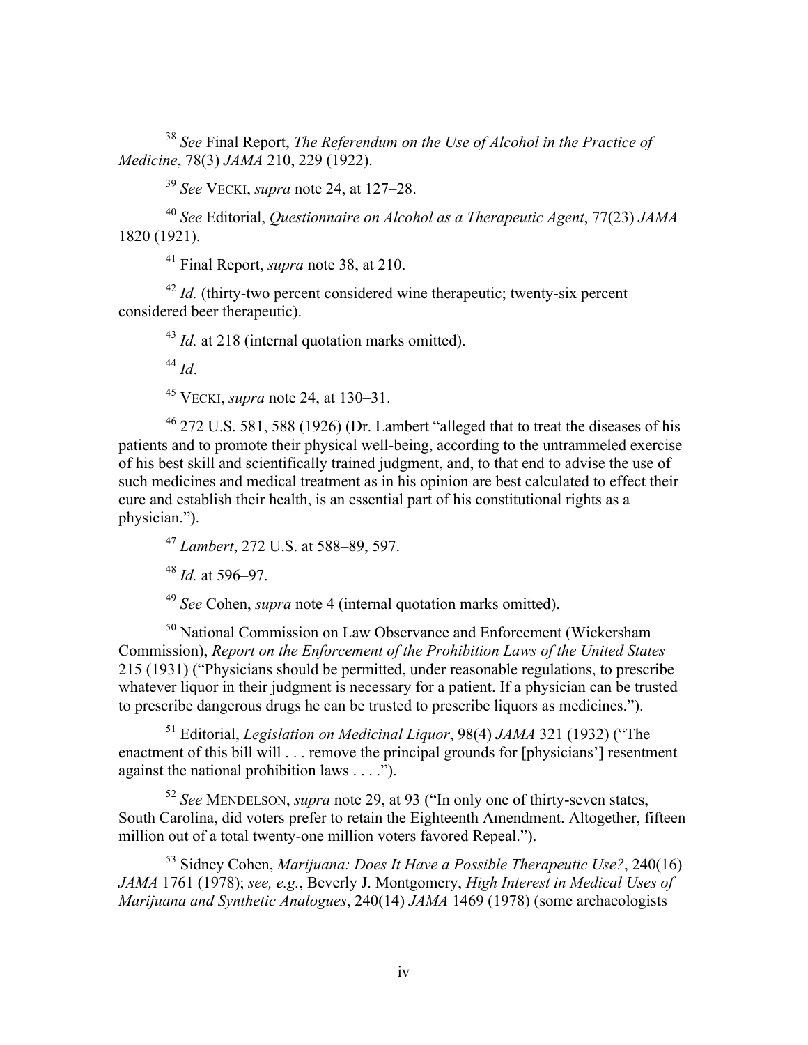[38] *See* Final Report, *The Referendum on the Use of Alcohol in the Practice of Medicine*, 78(3) *JAMA* 210, 229 (1922).

[39] *See* VECKI, *supra* note 24, at 127–28.

[40] *See* Editorial, *Questionnaire on Alcohol as a Therapeutic Agent*, 77(23) *JAMA* 1820 (1921).

[41] Final Report, *supra* note 38, at 210.

[42] *Id.* (thirty-two percent considered wine therapeutic; twenty-six percent considered beer therapeutic).

[43] *Id.* at 218 (internal quotation marks omitted).

[44] *Id*.

[45] VECKI, *supra* note 24, at 130–31.

[46] 272 U.S. 581, 588 (1926) (Dr. Lambert "alleged that to treat the diseases of his patients and to promote their physical well-being, according to the untrammeled exercise of his best skill and scientifically trained judgment, and, to that end to advise the use of such medicines and medical treatment as in his opinion are best calculated to effect their cure and establish their health, is an essential part of his constitutional rights as a physician.").

[47] *Lambert*, 272 U.S. at 588–89, 597.

[48] *Id.* at 596–97.

[49] *See* Cohen, *supra* note 4 (internal quotation marks omitted).

[50] National Commission on Law Observance and Enforcement (Wickersham Commission), *Report on the Enforcement of the Prohibition Laws of the United States* 215 (1931) ("Physicians should be permitted, under reasonable regulations, to prescribe whatever liquor in their judgment is necessary for a patient. If a physician can be trusted to prescribe dangerous drugs he can be trusted to prescribe liquors as medicines.").

[51] Editorial, *Legislation on Medicinal Liquor*, 98(4) *JAMA* 321 (1932) ("The enactment of this bill will . . . remove the principal grounds for [physicians'] resentment against the national prohibition laws . . . .").

[52] *See* MENDELSON, *supra* note 29, at 93 ("In only one of thirty-seven states, South Carolina, did voters prefer to retain the Eighteenth Amendment. Altogether, fifteen million out of a total twenty-one million voters favored Repeal.").

[53] Sidney Cohen, *Marijuana: Does It Have a Possible Therapeutic Use?*, 240(16) *JAMA* 1761 (1978); *see, e.g.*, Beverly J. Montgomery, *High Interest in Medical Uses of Marijuana and Synthetic Analogues*, 240(14) *JAMA* 1469 (1978) (some archaeologists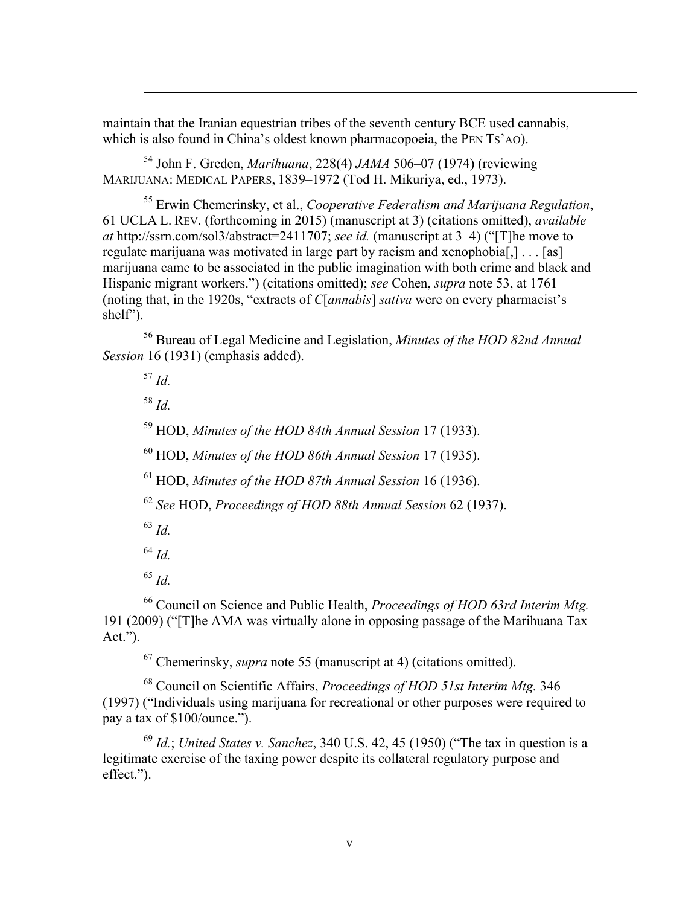maintain that the Iranian equestrian tribes of the seventh century BCE used cannabis, which is also found in China's oldest known pharmacopoeia, the PEN TS'AO).

[54] John F. Greden, *Marihuana*, 228(4) *JAMA* 506–07 (1974) (reviewing MARIJUANA: MEDICAL PAPERS, 1839–1972 (Tod H. Mikuriya, ed., 1973).

[55] Erwin Chemerinsky, et al., *Cooperative Federalism and Marijuana Regulation*, 61 UCLA L. REV. (forthcoming in 2015) (manuscript at 3) (citations omitted), *available at* http://ssrn.com/sol3/abstract=2411707; *see id.* (manuscript at 3–4) ("[T]he move to regulate marijuana was motivated in large part by racism and xenophobia[,] . . . [as] marijuana came to be associated in the public imagination with both crime and black and Hispanic migrant workers.") (citations omitted); *see* Cohen, *supra* note 53, at 1761 (noting that, in the 1920s, "extracts of *C*[*annabis*] *sativa* were on every pharmacist's shelf").

[56] Bureau of Legal Medicine and Legislation, *Minutes of the HOD 82nd Annual Session* 16 (1931) (emphasis added).

[57] *Id.*

[58] *Id.*

[59] HOD, *Minutes of the HOD 84th Annual Session* 17 (1933).

[60] HOD, *Minutes of the HOD 86th Annual Session* 17 (1935).

[61] HOD, *Minutes of the HOD 87th Annual Session* 16 (1936).

[62] *See* HOD, *Proceedings of HOD 88th Annual Session* 62 (1937).

[63] *Id.*

[64] *Id.*

[65] *Id.*

[66] Council on Science and Public Health, *Proceedings of HOD 63rd Interim Mtg.* 191 (2009) ("[T]he AMA was virtually alone in opposing passage of the Marihuana Tax Act.").

[67] Chemerinsky, *supra* note 55 (manuscript at 4) (citations omitted).

[68] Council on Scientific Affairs, *Proceedings of HOD 51st Interim Mtg.* 346 (1997) ("Individuals using marijuana for recreational or other purposes were required to pay a tax of $100/ounce.").

[69] *Id.*; *United States v. Sanchez*, 340 U.S. 42, 45 (1950) ("The tax in question is a legitimate exercise of the taxing power despite its collateral regulatory purpose and effect.").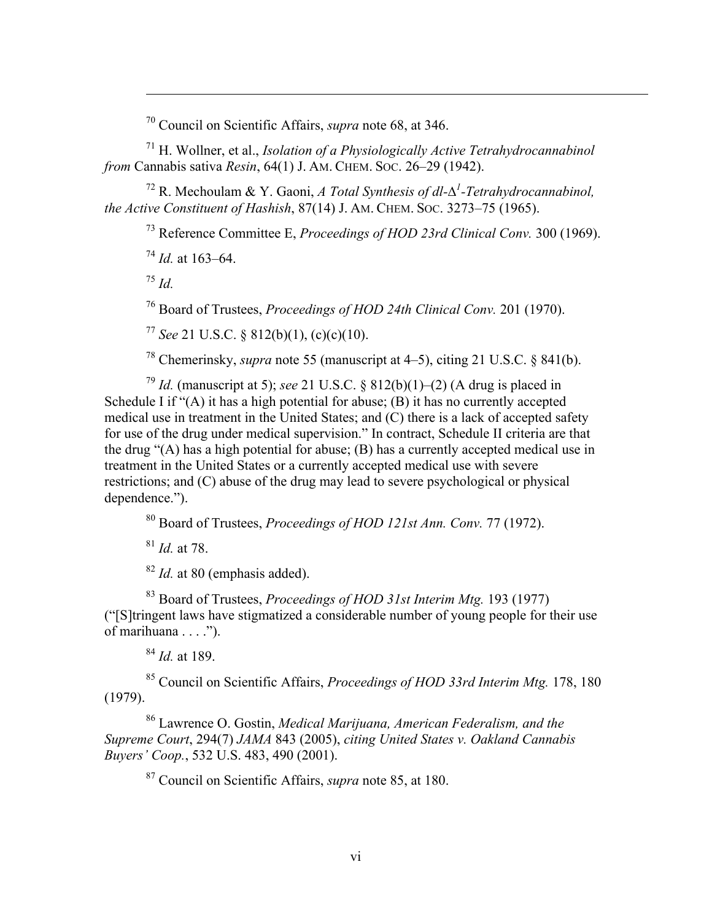[70] Council on Scientific Affairs, *supra* note 68, at 346.

[71] H. Wollner, et al., *Isolation of a Physiologically Active Tetrahydrocannabinol from* Cannabis sativa *Resin*, 64(1) J. AM. CHEM. SOC. 26–29 (1942).

[72] R. Mechoulam & Y. Gaoni, *A Total Synthesis of dl-$\Delta^1$-Tetrahydrocannabinol, the Active Constituent of Hashish*, 87(14) J. AM. CHEM. SOC. 3273–75 (1965).

[73] Reference Committee E, *Proceedings of HOD 23rd Clinical Conv.* 300 (1969).

[74] *Id.* at 163–64.

[75] *Id.*

[76] Board of Trustees, *Proceedings of HOD 24th Clinical Conv.* 201 (1970).

[77] *See* 21 U.S.C. § 812(b)(1), (c)(c)(10).

[78] Chemerinsky, *supra* note 55 (manuscript at 4–5), citing 21 U.S.C. § 841(b).

[79] *Id.* (manuscript at 5); *see* 21 U.S.C. § 812(b)(1)–(2) (A drug is placed in Schedule I if "(A) it has a high potential for abuse; (B) it has no currently accepted medical use in treatment in the United States; and (C) there is a lack of accepted safety for use of the drug under medical supervision." In contract, Schedule II criteria are that the drug "(A) has a high potential for abuse; (B) has a currently accepted medical use in treatment in the United States or a currently accepted medical use with severe restrictions; and (C) abuse of the drug may lead to severe psychological or physical dependence.").

[80] Board of Trustees, *Proceedings of HOD 121st Ann. Conv.* 77 (1972).

[81] *Id.* at 78.

[82] *Id.* at 80 (emphasis added).

[83] Board of Trustees, *Proceedings of HOD 31st Interim Mtg.* 193 (1977) ("[S]tringent laws have stigmatized a considerable number of young people for their use of marihuana . . . .").

[84] *Id.* at 189.

[85] Council on Scientific Affairs, *Proceedings of HOD 33rd Interim Mtg.* 178, 180 (1979).

[86] Lawrence O. Gostin, *Medical Marijuana, American Federalism, and the Supreme Court*, 294(7) *JAMA* 843 (2005), *citing United States v. Oakland Cannabis Buyers' Coop.*, 532 U.S. 483, 490 (2001).

[87] Council on Scientific Affairs, *supra* note 85, at 180.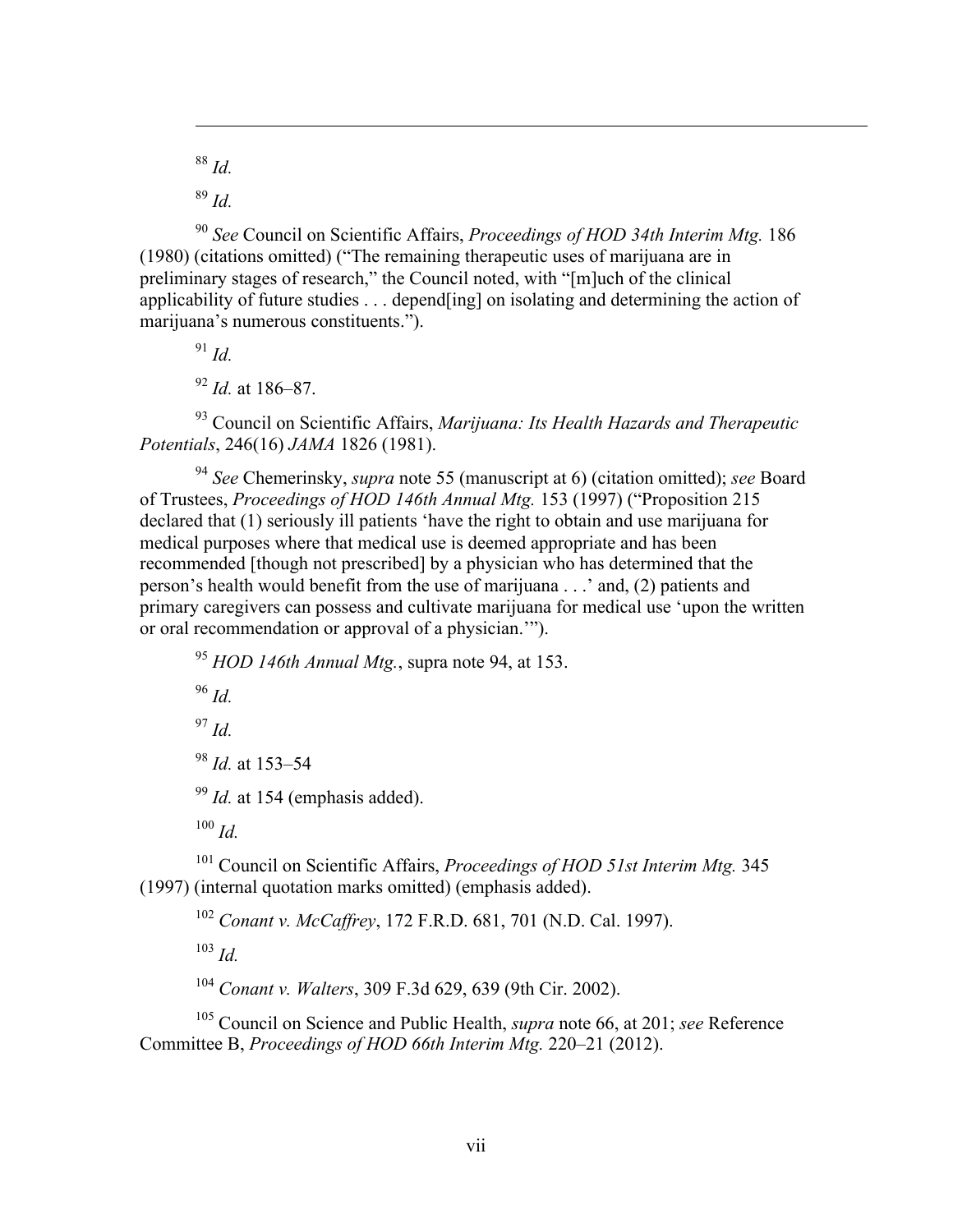[88] *Id.*

[89] *Id.*

[90] *See* Council on Scientific Affairs, *Proceedings of HOD 34th Interim Mtg.* 186 (1980) (citations omitted) ("The remaining therapeutic uses of marijuana are in preliminary stages of research," the Council noted, with "[m]uch of the clinical applicability of future studies . . . depend[ing] on isolating and determining the action of marijuana's numerous constituents.").

[91] *Id.*

[92] *Id.* at 186–87.

[93] Council on Scientific Affairs, *Marijuana: Its Health Hazards and Therapeutic Potentials*, 246(16) *JAMA* 1826 (1981).

[94] *See* Chemerinsky, *supra* note 55 (manuscript at 6) (citation omitted); *see* Board of Trustees, *Proceedings of HOD 146th Annual Mtg.* 153 (1997) ("Proposition 215 declared that (1) seriously ill patients 'have the right to obtain and use marijuana for medical purposes where that medical use is deemed appropriate and has been recommended [though not prescribed] by a physician who has determined that the person's health would benefit from the use of marijuana . . .' and, (2) patients and primary caregivers can possess and cultivate marijuana for medical use 'upon the written or oral recommendation or approval of a physician.'").

[95] *HOD 146th Annual Mtg.*, supra note 94, at 153.

[96] *Id.*

[97] *Id.*

[98] *Id.* at 153–54

[99] *Id.* at 154 (emphasis added).

[100] *Id.*

[101] Council on Scientific Affairs, *Proceedings of HOD 51st Interim Mtg.* 345 (1997) (internal quotation marks omitted) (emphasis added).

[102] *Conant v. McCaffrey*, 172 F.R.D. 681, 701 (N.D. Cal. 1997).

[103] *Id.*

[104] *Conant v. Walters*, 309 F.3d 629, 639 (9th Cir. 2002).

[105] Council on Science and Public Health, *supra* note 66, at 201; *see* Reference Committee B, *Proceedings of HOD 66th Interim Mtg.* 220–21 (2012).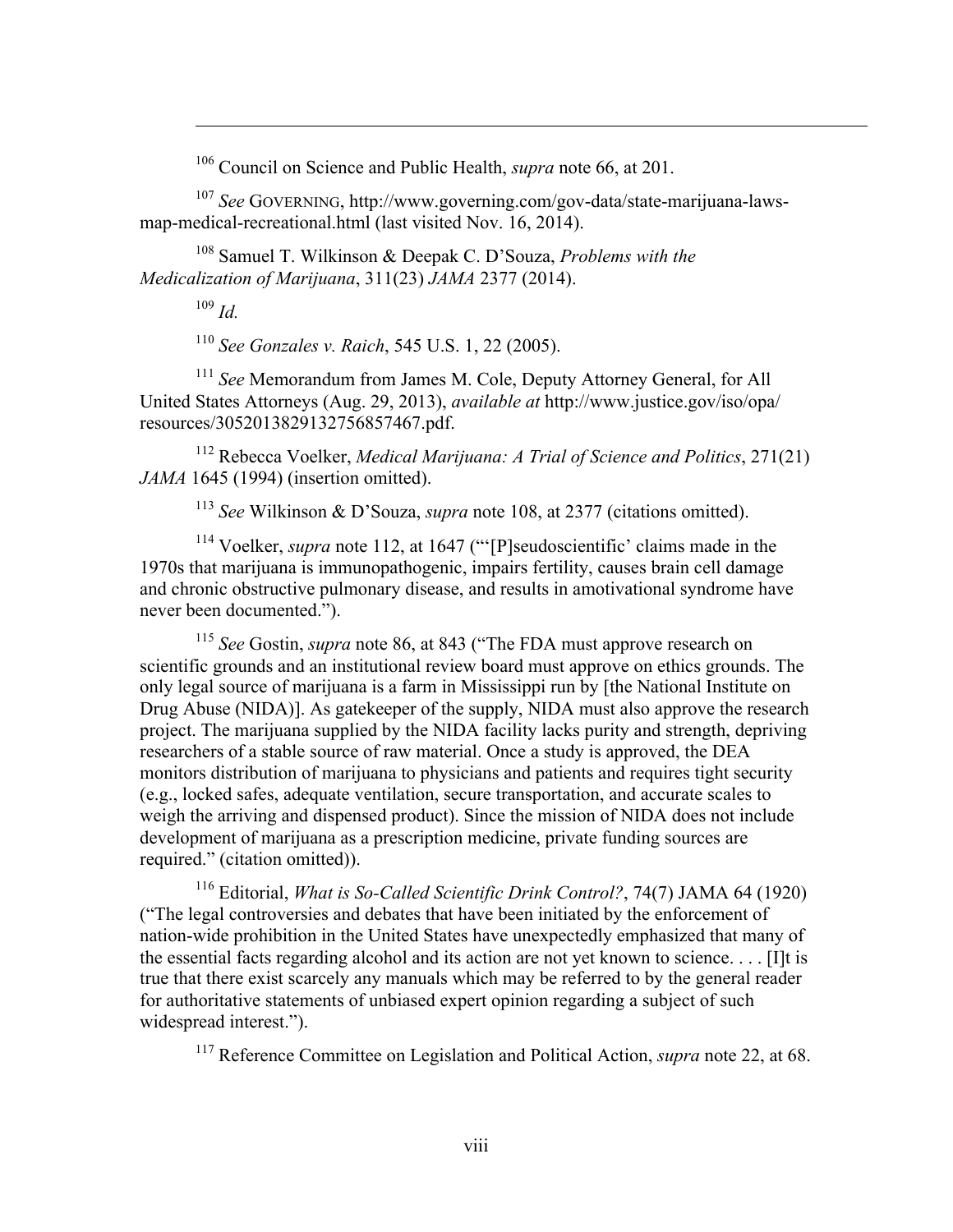[106] Council on Science and Public Health, *supra* note 66, at 201.

[107] *See* GOVERNING, http://www.governing.com/gov-data/state-marijuana-laws-map-medical-recreational.html (last visited Nov. 16, 2014).

[108] Samuel T. Wilkinson & Deepak C. D'Souza, *Problems with the Medicalization of Marijuana*, 311(23) *JAMA* 2377 (2014).

[109] *Id.*

[110] *See Gonzales v. Raich*, 545 U.S. 1, 22 (2005).

[111] *See* Memorandum from James M. Cole, Deputy Attorney General, for All United States Attorneys (Aug. 29, 2013), *available at* http://www.justice.gov/iso/opa/resources/3052013829132756857467.pdf.

[112] Rebecca Voelker, *Medical Marijuana: A Trial of Science and Politics*, 271(21) *JAMA* 1645 (1994) (insertion omitted).

[113] *See* Wilkinson & D'Souza, *supra* note 108, at 2377 (citations omitted).

[114] Voelker, *supra* note 112, at 1647 ("'[P]seudoscientific' claims made in the 1970s that marijuana is immunopathogenic, impairs fertility, causes brain cell damage and chronic obstructive pulmonary disease, and results in amotivational syndrome have never been documented.").

[115] *See* Gostin, *supra* note 86, at 843 ("The FDA must approve research on scientific grounds and an institutional review board must approve on ethics grounds. The only legal source of marijuana is a farm in Mississippi run by [the National Institute on Drug Abuse (NIDA)]. As gatekeeper of the supply, NIDA must also approve the research project. The marijuana supplied by the NIDA facility lacks purity and strength, depriving researchers of a stable source of raw material. Once a study is approved, the DEA monitors distribution of marijuana to physicians and patients and requires tight security (e.g., locked safes, adequate ventilation, secure transportation, and accurate scales to weigh the arriving and dispensed product). Since the mission of NIDA does not include development of marijuana as a prescription medicine, private funding sources are required." (citation omitted)).

[116] Editorial, *What is So-Called Scientific Drink Control?*, 74(7) JAMA 64 (1920) ("The legal controversies and debates that have been initiated by the enforcement of nation-wide prohibition in the United States have unexpectedly emphasized that many of the essential facts regarding alcohol and its action are not yet known to science. . . . [I]t is true that there exist scarcely any manuals which may be referred to by the general reader for authoritative statements of unbiased expert opinion regarding a subject of such widespread interest.").

[117] Reference Committee on Legislation and Political Action, *supra* note 22, at 68.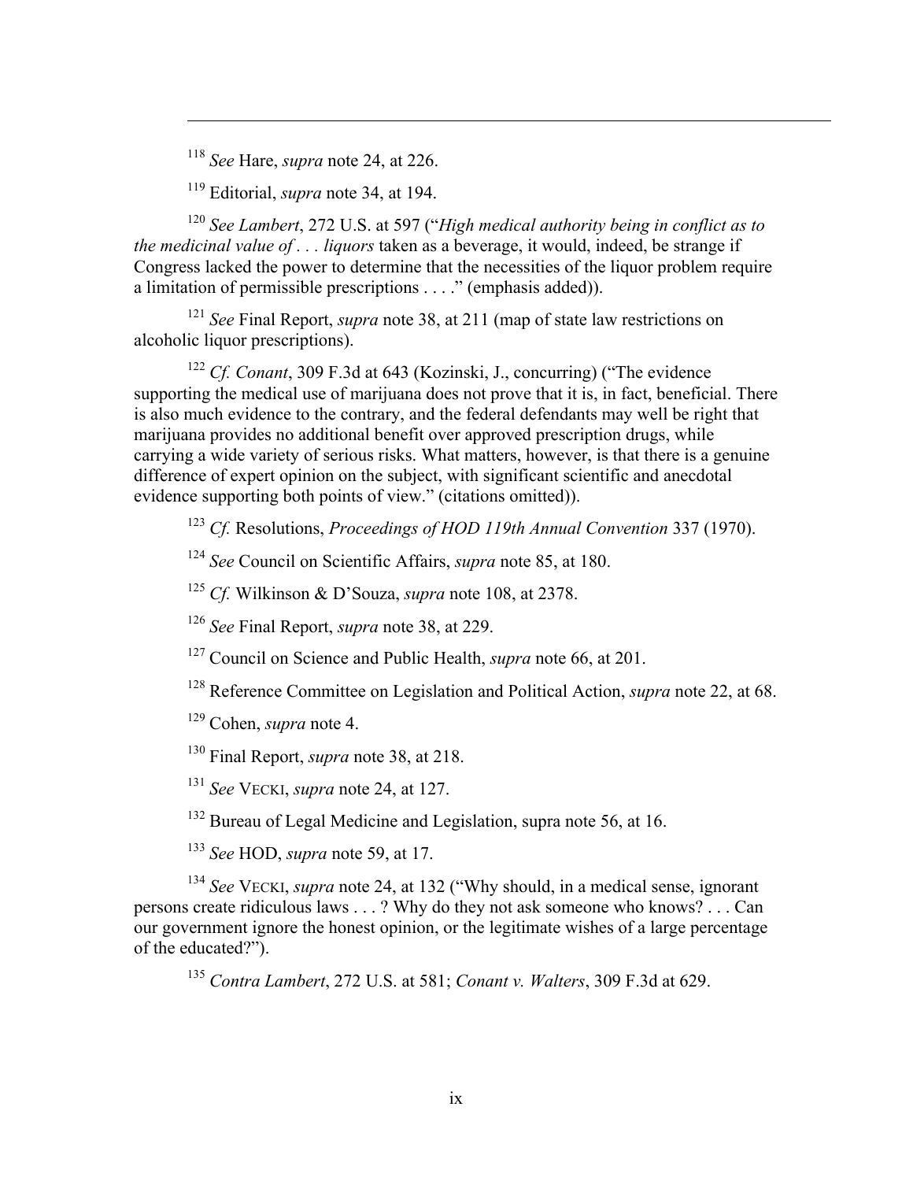[118] *See* Hare, *supra* note 24, at 226.

[119] Editorial, *supra* note 34, at 194.

[120] *See Lambert*, 272 U.S. at 597 ("*High medical authority being in conflict as to the medicinal value of . . . liquors* taken as a beverage, it would, indeed, be strange if Congress lacked the power to determine that the necessities of the liquor problem require a limitation of permissible prescriptions . . . ." (emphasis added)).

[121] *See* Final Report, *supra* note 38, at 211 (map of state law restrictions on alcoholic liquor prescriptions).

[122] *Cf. Conant*, 309 F.3d at 643 (Kozinski, J., concurring) ("The evidence supporting the medical use of marijuana does not prove that it is, in fact, beneficial. There is also much evidence to the contrary, and the federal defendants may well be right that marijuana provides no additional benefit over approved prescription drugs, while carrying a wide variety of serious risks. What matters, however, is that there is a genuine difference of expert opinion on the subject, with significant scientific and anecdotal evidence supporting both points of view." (citations omitted)).

[123] *Cf.* Resolutions, *Proceedings of HOD 119th Annual Convention* 337 (1970).

[124] *See* Council on Scientific Affairs, *supra* note 85, at 180.

[125] *Cf.* Wilkinson & D'Souza, *supra* note 108, at 2378.

[126] *See* Final Report, *supra* note 38, at 229.

[127] Council on Science and Public Health, *supra* note 66, at 201.

[128] Reference Committee on Legislation and Political Action, *supra* note 22, at 68.

[129] Cohen, *supra* note 4.

[130] Final Report, *supra* note 38, at 218.

[131] *See* VECKI, *supra* note 24, at 127.

[132] Bureau of Legal Medicine and Legislation, supra note 56, at 16.

[133] *See* HOD, *supra* note 59, at 17.

[134] *See* VECKI, *supra* note 24, at 132 ("Why should, in a medical sense, ignorant persons create ridiculous laws . . . ? Why do they not ask someone who knows? . . . Can our government ignore the honest opinion, or the legitimate wishes of a large percentage of the educated?").

[135] *Contra Lambert*, 272 U.S. at 581; *Conant v. Walters*, 309 F.3d at 629.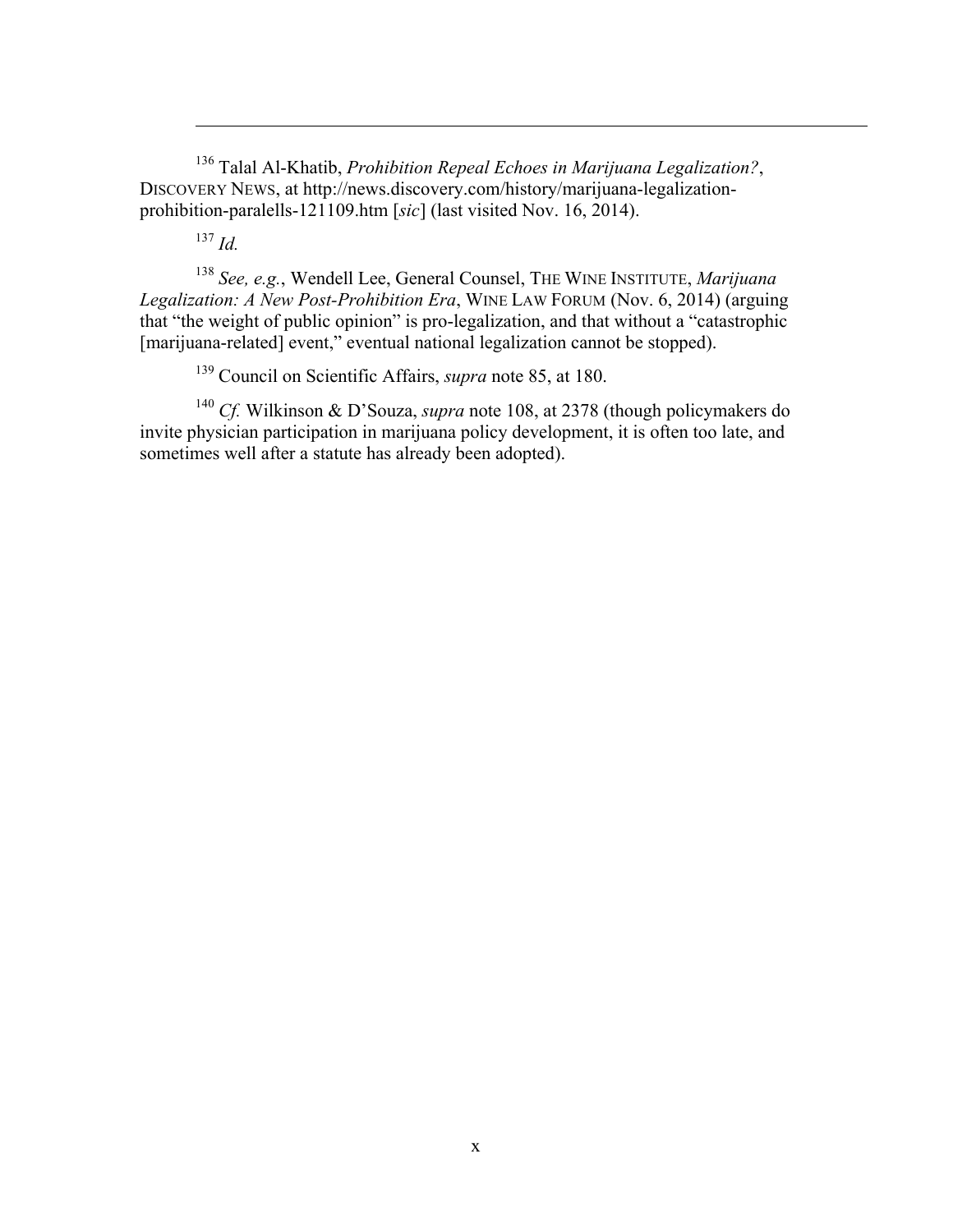[136] Talal Al-Khatib, *Prohibition Repeal Echoes in Marijuana Legalization?*, DISCOVERY NEWS, at http://news.discovery.com/history/marijuana-legalization-prohibition-paralells-121109.htm [*sic*] (last visited Nov. 16, 2014).

[137] *Id.*

[138] *See, e.g.*, Wendell Lee, General Counsel, THE WINE INSTITUTE, *Marijuana Legalization: A New Post-Prohibition Era*, WINE LAW FORUM (Nov. 6, 2014) (arguing that "the weight of public opinion" is pro-legalization, and that without a "catastrophic [marijuana-related] event," eventual national legalization cannot be stopped).

[139] Council on Scientific Affairs, *supra* note 85, at 180.

[140] *Cf.* Wilkinson & D'Souza, *supra* note 108, at 2378 (though policymakers do invite physician participation in marijuana policy development, it is often too late, and sometimes well after a statute has already been adopted).